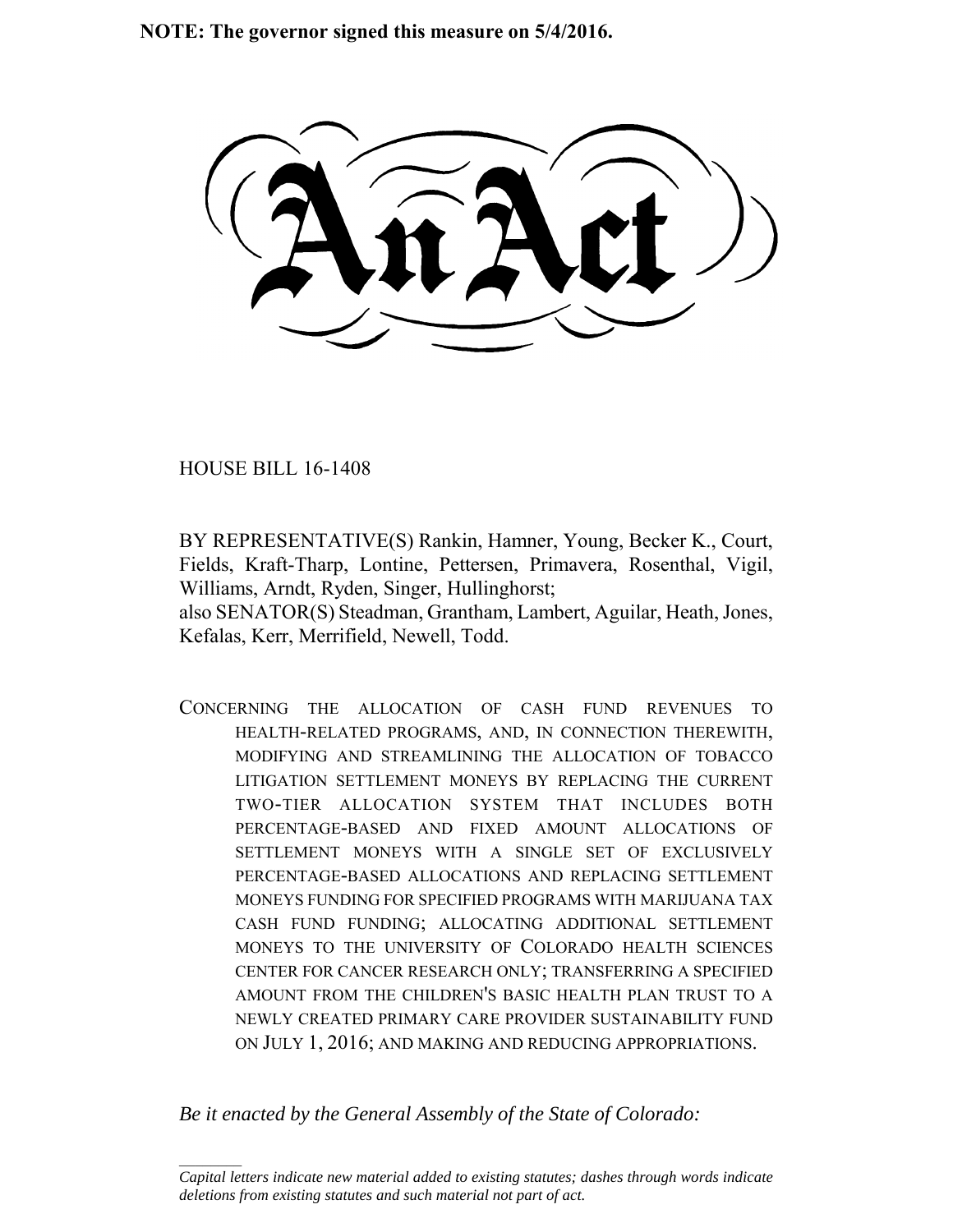**NOTE: The governor signed this measure on 5/4/2016.**

# An Act

HOUSE BILL 16-1408

BY REPRESENTATIVE(S) Rankin, Hamner, Young, Becker K., Court, Fields, Kraft-Tharp, Lontine, Pettersen, Primavera, Rosenthal, Vigil, Williams, Arndt, Ryden, Singer, Hullinghorst;
also SENATOR(S) Steadman, Grantham, Lambert, Aguilar, Heath, Jones, Kefalas, Kerr, Merrifield, Newell, Todd.

CONCERNING THE ALLOCATION OF CASH FUND REVENUES TO HEALTH-RELATED PROGRAMS, AND, IN CONNECTION THEREWITH, MODIFYING AND STREAMLINING THE ALLOCATION OF TOBACCO LITIGATION SETTLEMENT MONEYS BY REPLACING THE CURRENT TWO-TIER ALLOCATION SYSTEM THAT INCLUDES BOTH PERCENTAGE-BASED AND FIXED AMOUNT ALLOCATIONS OF SETTLEMENT MONEYS WITH A SINGLE SET OF EXCLUSIVELY PERCENTAGE-BASED ALLOCATIONS AND REPLACING SETTLEMENT MONEYS FUNDING FOR SPECIFIED PROGRAMS WITH MARIJUANA TAX CASH FUND FUNDING; ALLOCATING ADDITIONAL SETTLEMENT MONEYS TO THE UNIVERSITY OF COLORADO HEALTH SCIENCES CENTER FOR CANCER RESEARCH ONLY; TRANSFERRING A SPECIFIED AMOUNT FROM THE CHILDREN'S BASIC HEALTH PLAN TRUST TO A NEWLY CREATED PRIMARY CARE PROVIDER SUSTAINABILITY FUND ON JULY 1, 2016; AND MAKING AND REDUCING APPROPRIATIONS.

*Be it enacted by the General Assembly of the State of Colorado:*

---

*Capital letters indicate new material added to existing statutes; dashes through words indicate deletions from existing statutes and such material not part of act.*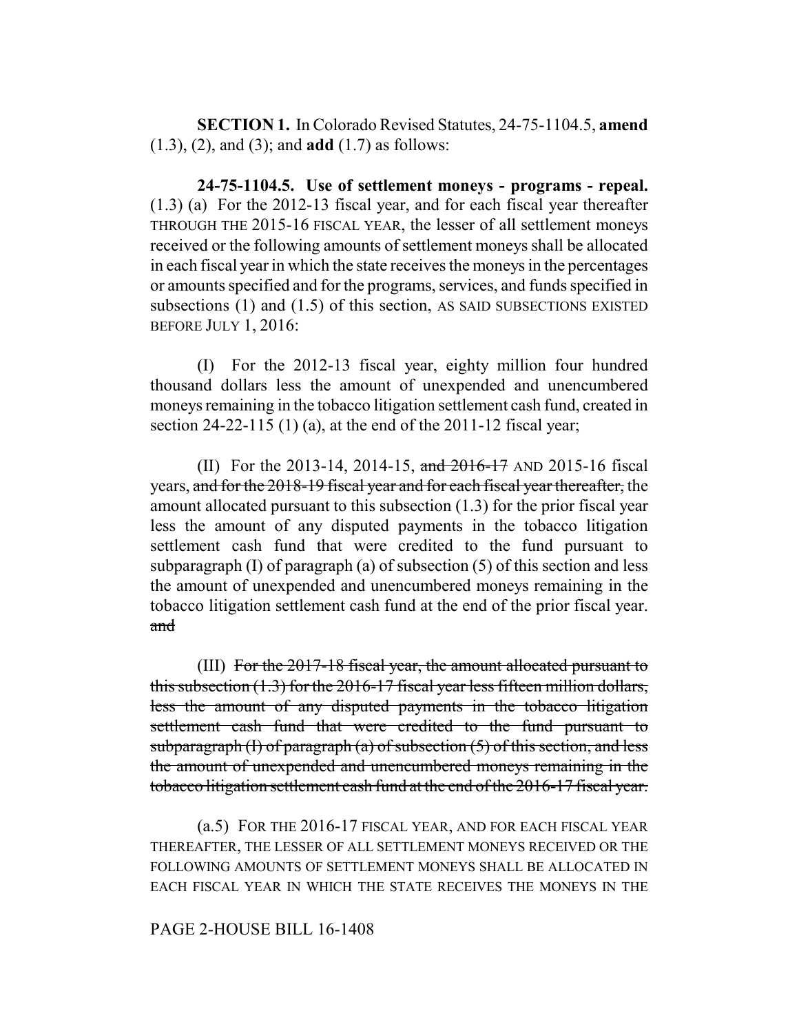**SECTION 1.** In Colorado Revised Statutes, 24-75-1104.5, **amend** (1.3), (2), and (3); and **add** (1.7) as follows:

**24-75-1104.5. Use of settlement moneys - programs - repeal.** (1.3) (a) For the 2012-13 fiscal year, and for each fiscal year thereafter THROUGH THE 2015-16 FISCAL YEAR, the lesser of all settlement moneys received or the following amounts of settlement moneys shall be allocated in each fiscal year in which the state receives the moneys in the percentages or amounts specified and for the programs, services, and funds specified in subsections (1) and (1.5) of this section, AS SAID SUBSECTIONS EXISTED BEFORE JULY 1, 2016:

(I) For the 2012-13 fiscal year, eighty million four hundred thousand dollars less the amount of unexpended and unencumbered moneys remaining in the tobacco litigation settlement cash fund, created in section 24-22-115 (1) (a), at the end of the 2011-12 fiscal year;

(II) For the 2013-14, 2014-15, ~~and 2016-17~~ AND 2015-16 fiscal years, ~~and for the 2018-19 fiscal year and for each fiscal year thereafter,~~ the amount allocated pursuant to this subsection (1.3) for the prior fiscal year less the amount of any disputed payments in the tobacco litigation settlement cash fund that were credited to the fund pursuant to subparagraph (I) of paragraph (a) of subsection (5) of this section and less the amount of unexpended and unencumbered moneys remaining in the tobacco litigation settlement cash fund at the end of the prior fiscal year. ~~and~~

(III) ~~For the 2017-18 fiscal year, the amount allocated pursuant to this subsection (1.3) for the 2016-17 fiscal year less fifteen million dollars, less the amount of any disputed payments in the tobacco litigation settlement cash fund that were credited to the fund pursuant to subparagraph (I) of paragraph (a) of subsection (5) of this section, and less the amount of unexpended and unencumbered moneys remaining in the tobacco litigation settlement cash fund at the end of the 2016-17 fiscal year.~~

(a.5) FOR THE 2016-17 FISCAL YEAR, AND FOR EACH FISCAL YEAR THEREAFTER, THE LESSER OF ALL SETTLEMENT MONEYS RECEIVED OR THE FOLLOWING AMOUNTS OF SETTLEMENT MONEYS SHALL BE ALLOCATED IN EACH FISCAL YEAR IN WHICH THE STATE RECEIVES THE MONEYS IN THE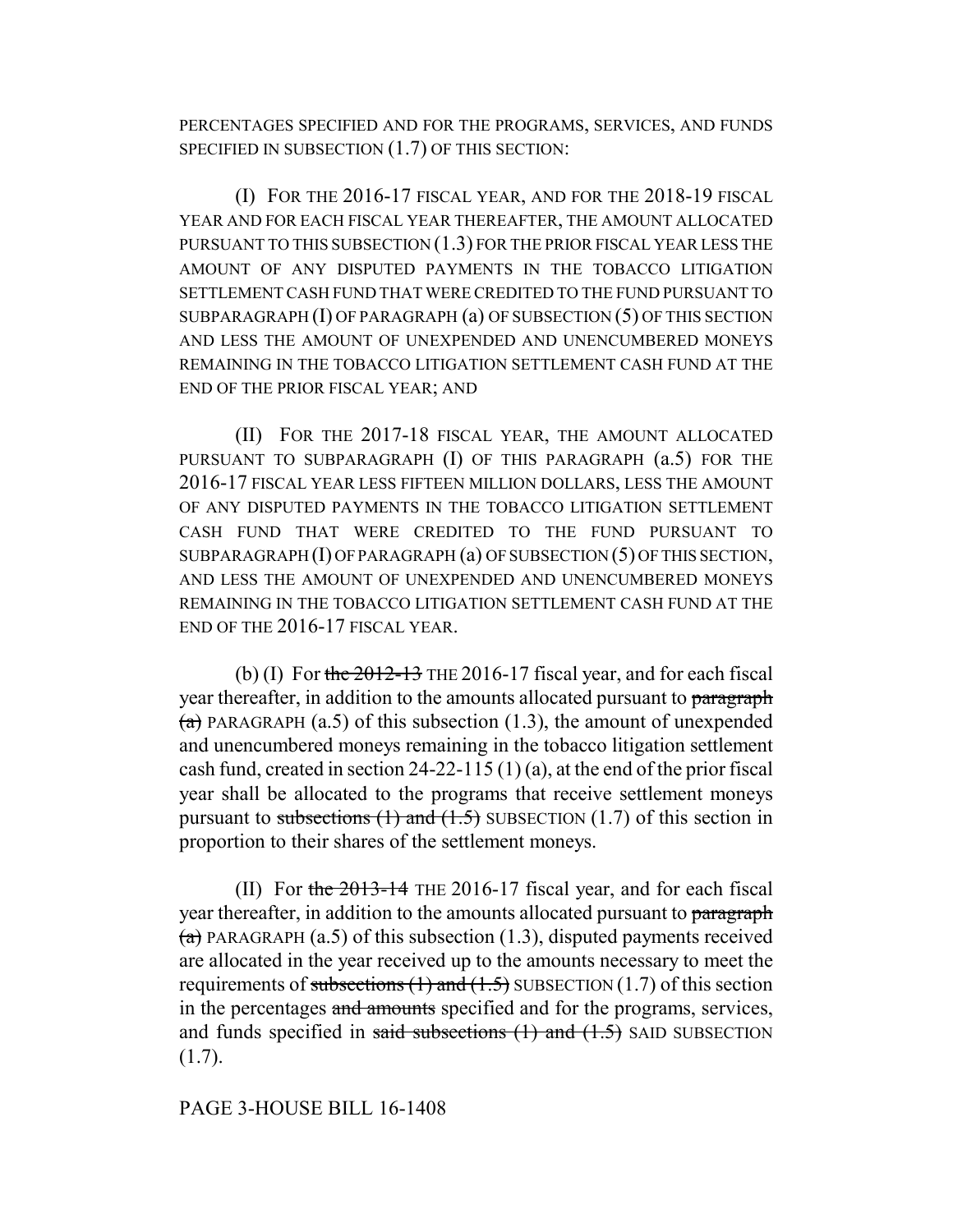PERCENTAGES SPECIFIED AND FOR THE PROGRAMS, SERVICES, AND FUNDS SPECIFIED IN SUBSECTION (1.7) OF THIS SECTION:

(I) FOR THE 2016-17 FISCAL YEAR, AND FOR THE 2018-19 FISCAL YEAR AND FOR EACH FISCAL YEAR THEREAFTER, THE AMOUNT ALLOCATED PURSUANT TO THIS SUBSECTION (1.3) FOR THE PRIOR FISCAL YEAR LESS THE AMOUNT OF ANY DISPUTED PAYMENTS IN THE TOBACCO LITIGATION SETTLEMENT CASH FUND THAT WERE CREDITED TO THE FUND PURSUANT TO SUBPARAGRAPH (I) OF PARAGRAPH (a) OF SUBSECTION (5) OF THIS SECTION AND LESS THE AMOUNT OF UNEXPENDED AND UNENCUMBERED MONEYS REMAINING IN THE TOBACCO LITIGATION SETTLEMENT CASH FUND AT THE END OF THE PRIOR FISCAL YEAR; AND

(II) FOR THE 2017-18 FISCAL YEAR, THE AMOUNT ALLOCATED PURSUANT TO SUBPARAGRAPH (I) OF THIS PARAGRAPH (a.5) FOR THE 2016-17 FISCAL YEAR LESS FIFTEEN MILLION DOLLARS, LESS THE AMOUNT OF ANY DISPUTED PAYMENTS IN THE TOBACCO LITIGATION SETTLEMENT CASH FUND THAT WERE CREDITED TO THE FUND PURSUANT TO SUBPARAGRAPH (I) OF PARAGRAPH (a) OF SUBSECTION (5) OF THIS SECTION, AND LESS THE AMOUNT OF UNEXPENDED AND UNENCUMBERED MONEYS REMAINING IN THE TOBACCO LITIGATION SETTLEMENT CASH FUND AT THE END OF THE 2016-17 FISCAL YEAR.

(b) (I) For ~~the 2012-13~~ THE 2016-17 fiscal year, and for each fiscal year thereafter, in addition to the amounts allocated pursuant to ~~paragraph (a)~~ PARAGRAPH (a.5) of this subsection (1.3), the amount of unexpended and unencumbered moneys remaining in the tobacco litigation settlement cash fund, created in section 24-22-115 (1) (a), at the end of the prior fiscal year shall be allocated to the programs that receive settlement moneys pursuant to ~~subsections (1) and (1.5)~~ SUBSECTION (1.7) of this section in proportion to their shares of the settlement moneys.

(II) For ~~the 2013-14~~ THE 2016-17 fiscal year, and for each fiscal year thereafter, in addition to the amounts allocated pursuant to ~~paragraph (a)~~ PARAGRAPH (a.5) of this subsection (1.3), disputed payments received are allocated in the year received up to the amounts necessary to meet the requirements of ~~subsections (1) and (1.5)~~ SUBSECTION (1.7) of this section in the percentages ~~and amounts~~ specified and for the programs, services, and funds specified in ~~said subsections (1) and (1.5)~~ SAID SUBSECTION (1.7).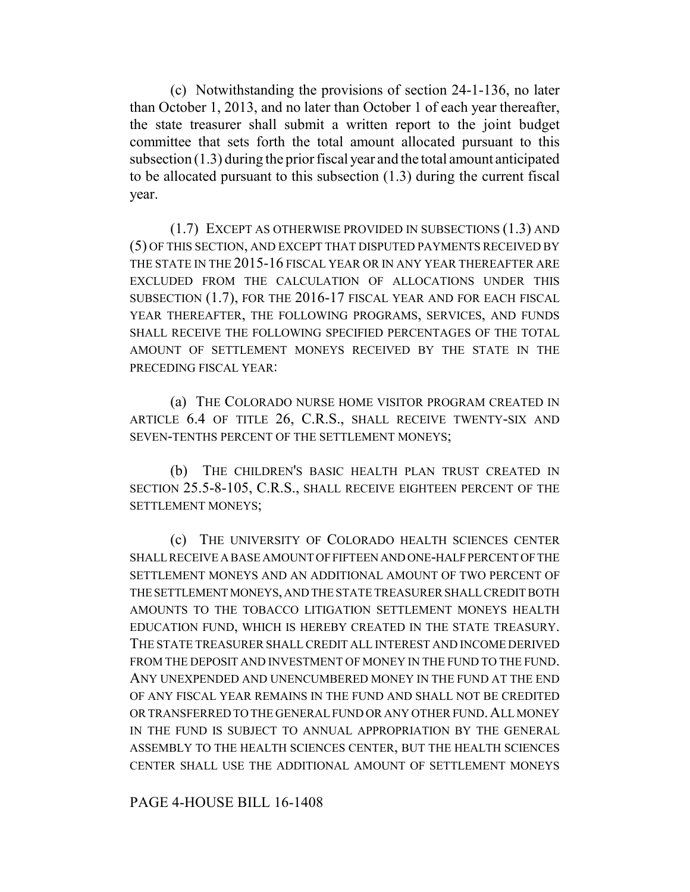(c) Notwithstanding the provisions of section 24-1-136, no later than October 1, 2013, and no later than October 1 of each year thereafter, the state treasurer shall submit a written report to the joint budget committee that sets forth the total amount allocated pursuant to this subsection (1.3) during the prior fiscal year and the total amount anticipated to be allocated pursuant to this subsection (1.3) during the current fiscal year.

(1.7) EXCEPT AS OTHERWISE PROVIDED IN SUBSECTIONS (1.3) AND (5) OF THIS SECTION, AND EXCEPT THAT DISPUTED PAYMENTS RECEIVED BY THE STATE IN THE 2015-16 FISCAL YEAR OR IN ANY YEAR THEREAFTER ARE EXCLUDED FROM THE CALCULATION OF ALLOCATIONS UNDER THIS SUBSECTION (1.7), FOR THE 2016-17 FISCAL YEAR AND FOR EACH FISCAL YEAR THEREAFTER, THE FOLLOWING PROGRAMS, SERVICES, AND FUNDS SHALL RECEIVE THE FOLLOWING SPECIFIED PERCENTAGES OF THE TOTAL AMOUNT OF SETTLEMENT MONEYS RECEIVED BY THE STATE IN THE PRECEDING FISCAL YEAR:

(a) THE COLORADO NURSE HOME VISITOR PROGRAM CREATED IN ARTICLE 6.4 OF TITLE 26, C.R.S., SHALL RECEIVE TWENTY-SIX AND SEVEN-TENTHS PERCENT OF THE SETTLEMENT MONEYS;

(b) THE CHILDREN'S BASIC HEALTH PLAN TRUST CREATED IN SECTION 25.5-8-105, C.R.S., SHALL RECEIVE EIGHTEEN PERCENT OF THE SETTLEMENT MONEYS;

(c) THE UNIVERSITY OF COLORADO HEALTH SCIENCES CENTER SHALL RECEIVE A BASE AMOUNT OF FIFTEEN AND ONE-HALF PERCENT OF THE SETTLEMENT MONEYS AND AN ADDITIONAL AMOUNT OF TWO PERCENT OF THE SETTLEMENT MONEYS, AND THE STATE TREASURER SHALL CREDIT BOTH AMOUNTS TO THE TOBACCO LITIGATION SETTLEMENT MONEYS HEALTH EDUCATION FUND, WHICH IS HEREBY CREATED IN THE STATE TREASURY. THE STATE TREASURER SHALL CREDIT ALL INTEREST AND INCOME DERIVED FROM THE DEPOSIT AND INVESTMENT OF MONEY IN THE FUND TO THE FUND. ANY UNEXPENDED AND UNENCUMBERED MONEY IN THE FUND AT THE END OF ANY FISCAL YEAR REMAINS IN THE FUND AND SHALL NOT BE CREDITED OR TRANSFERRED TO THE GENERAL FUND OR ANY OTHER FUND. ALL MONEY IN THE FUND IS SUBJECT TO ANNUAL APPROPRIATION BY THE GENERAL ASSEMBLY TO THE HEALTH SCIENCES CENTER, BUT THE HEALTH SCIENCES CENTER SHALL USE THE ADDITIONAL AMOUNT OF SETTLEMENT MONEYS

PAGE 4-HOUSE BILL 16-1408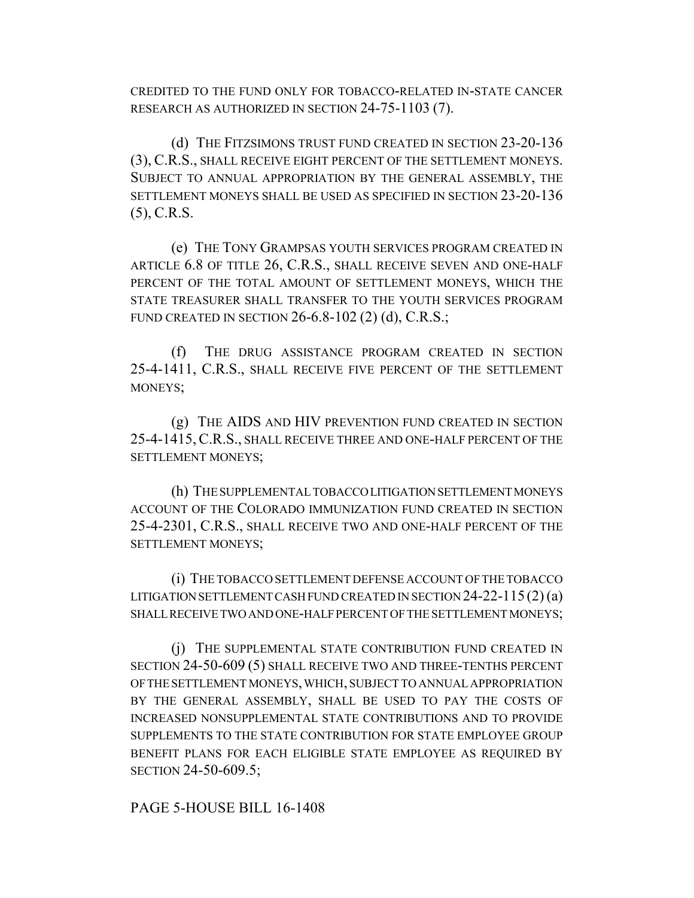CREDITED TO THE FUND ONLY FOR TOBACCO-RELATED IN-STATE CANCER RESEARCH AS AUTHORIZED IN SECTION 24-75-1103 (7).

(d) THE FITZSIMONS TRUST FUND CREATED IN SECTION 23-20-136 (3), C.R.S., SHALL RECEIVE EIGHT PERCENT OF THE SETTLEMENT MONEYS. SUBJECT TO ANNUAL APPROPRIATION BY THE GENERAL ASSEMBLY, THE SETTLEMENT MONEYS SHALL BE USED AS SPECIFIED IN SECTION 23-20-136 (5), C.R.S.

(e) THE TONY GRAMPSAS YOUTH SERVICES PROGRAM CREATED IN ARTICLE 6.8 OF TITLE 26, C.R.S., SHALL RECEIVE SEVEN AND ONE-HALF PERCENT OF THE TOTAL AMOUNT OF SETTLEMENT MONEYS, WHICH THE STATE TREASURER SHALL TRANSFER TO THE YOUTH SERVICES PROGRAM FUND CREATED IN SECTION 26-6.8-102 (2) (d), C.R.S.;

(f) THE DRUG ASSISTANCE PROGRAM CREATED IN SECTION 25-4-1411, C.R.S., SHALL RECEIVE FIVE PERCENT OF THE SETTLEMENT MONEYS;

(g) THE AIDS AND HIV PREVENTION FUND CREATED IN SECTION 25-4-1415, C.R.S., SHALL RECEIVE THREE AND ONE-HALF PERCENT OF THE SETTLEMENT MONEYS;

(h) THE SUPPLEMENTAL TOBACCO LITIGATION SETTLEMENT MONEYS ACCOUNT OF THE COLORADO IMMUNIZATION FUND CREATED IN SECTION 25-4-2301, C.R.S., SHALL RECEIVE TWO AND ONE-HALF PERCENT OF THE SETTLEMENT MONEYS;

(i) THE TOBACCO SETTLEMENT DEFENSE ACCOUNT OF THE TOBACCO LITIGATION SETTLEMENT CASH FUND CREATED IN SECTION 24-22-115 (2) (a) SHALL RECEIVE TWO AND ONE-HALF PERCENT OF THE SETTLEMENT MONEYS;

(j) THE SUPPLEMENTAL STATE CONTRIBUTION FUND CREATED IN SECTION 24-50-609 (5) SHALL RECEIVE TWO AND THREE-TENTHS PERCENT OF THE SETTLEMENT MONEYS, WHICH, SUBJECT TO ANNUAL APPROPRIATION BY THE GENERAL ASSEMBLY, SHALL BE USED TO PAY THE COSTS OF INCREASED NONSUPPLEMENTAL STATE CONTRIBUTIONS AND TO PROVIDE SUPPLEMENTS TO THE STATE CONTRIBUTION FOR STATE EMPLOYEE GROUP BENEFIT PLANS FOR EACH ELIGIBLE STATE EMPLOYEE AS REQUIRED BY SECTION 24-50-609.5;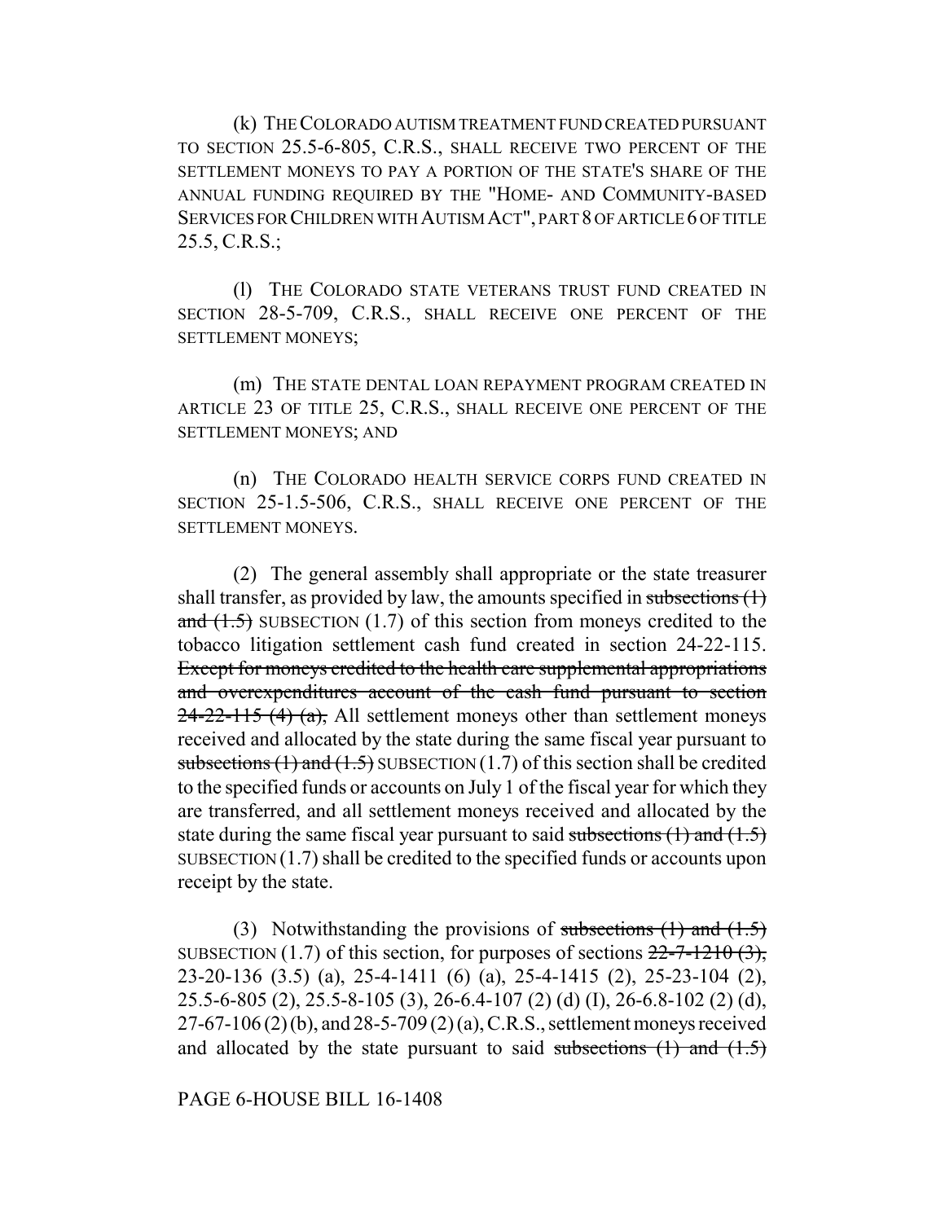(k) THE COLORADO AUTISM TREATMENT FUND CREATED PURSUANT TO SECTION 25.5-6-805, C.R.S., SHALL RECEIVE TWO PERCENT OF THE SETTLEMENT MONEYS TO PAY A PORTION OF THE STATE'S SHARE OF THE ANNUAL FUNDING REQUIRED BY THE "HOME- AND COMMUNITY-BASED SERVICES FOR CHILDREN WITH AUTISM ACT", PART 8 OF ARTICLE 6 OF TITLE 25.5, C.R.S.;

(l) THE COLORADO STATE VETERANS TRUST FUND CREATED IN SECTION 28-5-709, C.R.S., SHALL RECEIVE ONE PERCENT OF THE SETTLEMENT MONEYS;

(m) THE STATE DENTAL LOAN REPAYMENT PROGRAM CREATED IN ARTICLE 23 OF TITLE 25, C.R.S., SHALL RECEIVE ONE PERCENT OF THE SETTLEMENT MONEYS; AND

(n) THE COLORADO HEALTH SERVICE CORPS FUND CREATED IN SECTION 25-1.5-506, C.R.S., SHALL RECEIVE ONE PERCENT OF THE SETTLEMENT MONEYS.

(2) The general assembly shall appropriate or the state treasurer shall transfer, as provided by law, the amounts specified in ~~subsections (1) and (1.5)~~ SUBSECTION (1.7) of this section from moneys credited to the tobacco litigation settlement cash fund created in section 24-22-115. ~~Except for moneys credited to the health care supplemental appropriations and overexpenditures account of the cash fund pursuant to section 24-22-115 (4) (a),~~ All settlement moneys other than settlement moneys received and allocated by the state during the same fiscal year pursuant to ~~subsections (1) and (1.5)~~ SUBSECTION (1.7) of this section shall be credited to the specified funds or accounts on July 1 of the fiscal year for which they are transferred, and all settlement moneys received and allocated by the state during the same fiscal year pursuant to said ~~subsections (1) and (1.5)~~ SUBSECTION (1.7) shall be credited to the specified funds or accounts upon receipt by the state.

(3) Notwithstanding the provisions of ~~subsections (1) and (1.5)~~ SUBSECTION (1.7) of this section, for purposes of sections ~~22-7-1210 (3),~~ 23-20-136 (3.5) (a), 25-4-1411 (6) (a), 25-4-1415 (2), 25-23-104 (2), 25.5-6-805 (2), 25.5-8-105 (3), 26-6.4-107 (2) (d) (I), 26-6.8-102 (2) (d), 27-67-106 (2) (b), and 28-5-709 (2) (a), C.R.S., settlement moneys received and allocated by the state pursuant to said ~~subsections (1) and (1.5)~~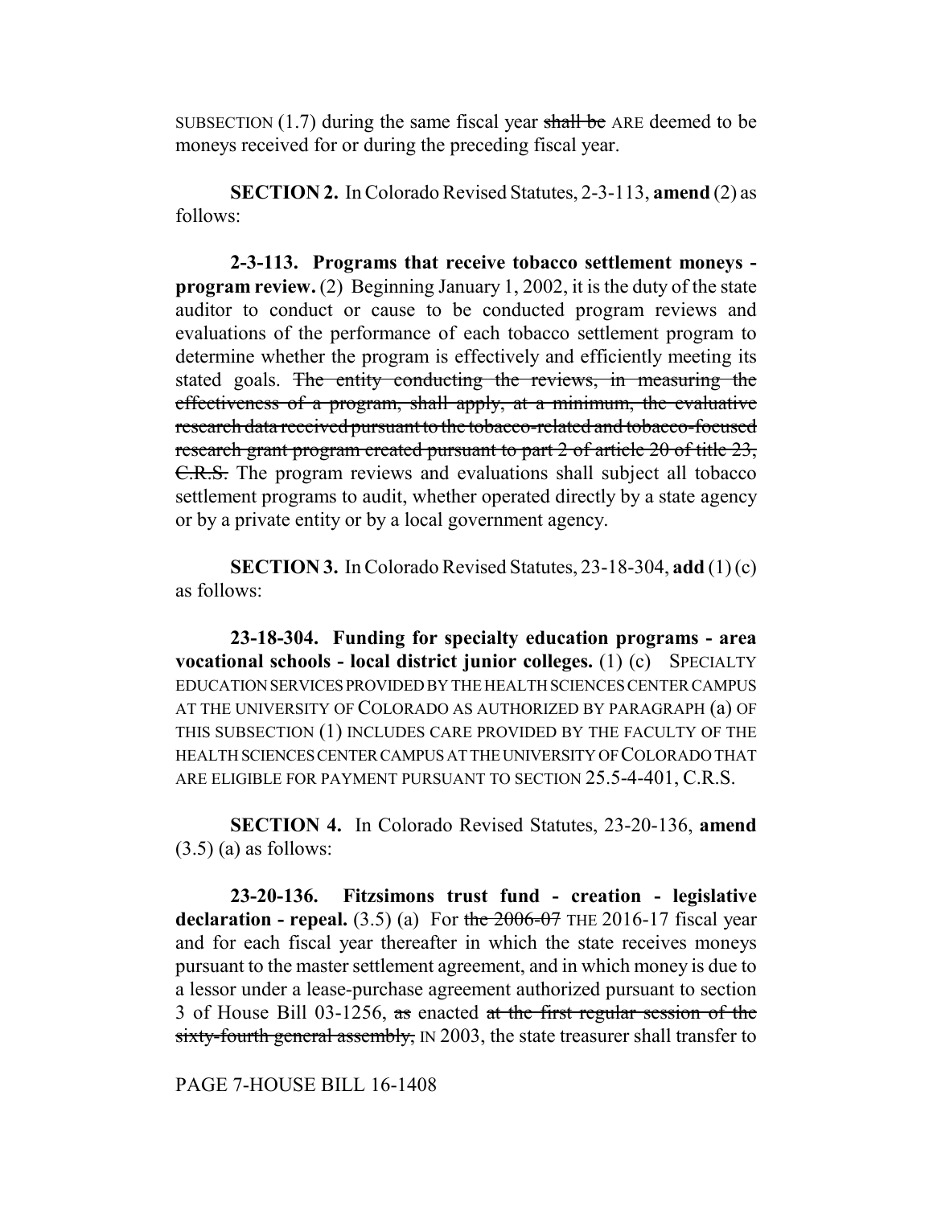SUBSECTION (1.7) during the same fiscal year ~~shall be~~ ARE deemed to be moneys received for or during the preceding fiscal year.

**SECTION 2.** In Colorado Revised Statutes, 2-3-113, **amend** (2) as follows:

**2-3-113. Programs that receive tobacco settlement moneys - program review.** (2) Beginning January 1, 2002, it is the duty of the state auditor to conduct or cause to be conducted program reviews and evaluations of the performance of each tobacco settlement program to determine whether the program is effectively and efficiently meeting its stated goals. ~~The entity conducting the reviews, in measuring the effectiveness of a program, shall apply, at a minimum, the evaluative research data received pursuant to the tobacco-related and tobacco-focused research grant program created pursuant to part 2 of article 20 of title 23, C.R.S.~~ The program reviews and evaluations shall subject all tobacco settlement programs to audit, whether operated directly by a state agency or by a private entity or by a local government agency.

**SECTION 3.** In Colorado Revised Statutes, 23-18-304, **add** (1) (c) as follows:

**23-18-304. Funding for specialty education programs - area vocational schools - local district junior colleges.** (1) (c) SPECIALTY EDUCATION SERVICES PROVIDED BY THE HEALTH SCIENCES CENTER CAMPUS AT THE UNIVERSITY OF COLORADO AS AUTHORIZED BY PARAGRAPH (a) OF THIS SUBSECTION (1) INCLUDES CARE PROVIDED BY THE FACULTY OF THE HEALTH SCIENCES CENTER CAMPUS AT THE UNIVERSITY OF COLORADO THAT ARE ELIGIBLE FOR PAYMENT PURSUANT TO SECTION 25.5-4-401, C.R.S.

**SECTION 4.** In Colorado Revised Statutes, 23-20-136, **amend** (3.5) (a) as follows:

**23-20-136. Fitzsimons trust fund - creation - legislative declaration - repeal.** (3.5) (a) For ~~the 2006-07~~ THE 2016-17 fiscal year and for each fiscal year thereafter in which the state receives moneys pursuant to the master settlement agreement, and in which money is due to a lessor under a lease-purchase agreement authorized pursuant to section 3 of House Bill 03-1256, ~~as~~ enacted ~~at the first regular session of the sixty-fourth general assembly,~~ IN 2003, the state treasurer shall transfer to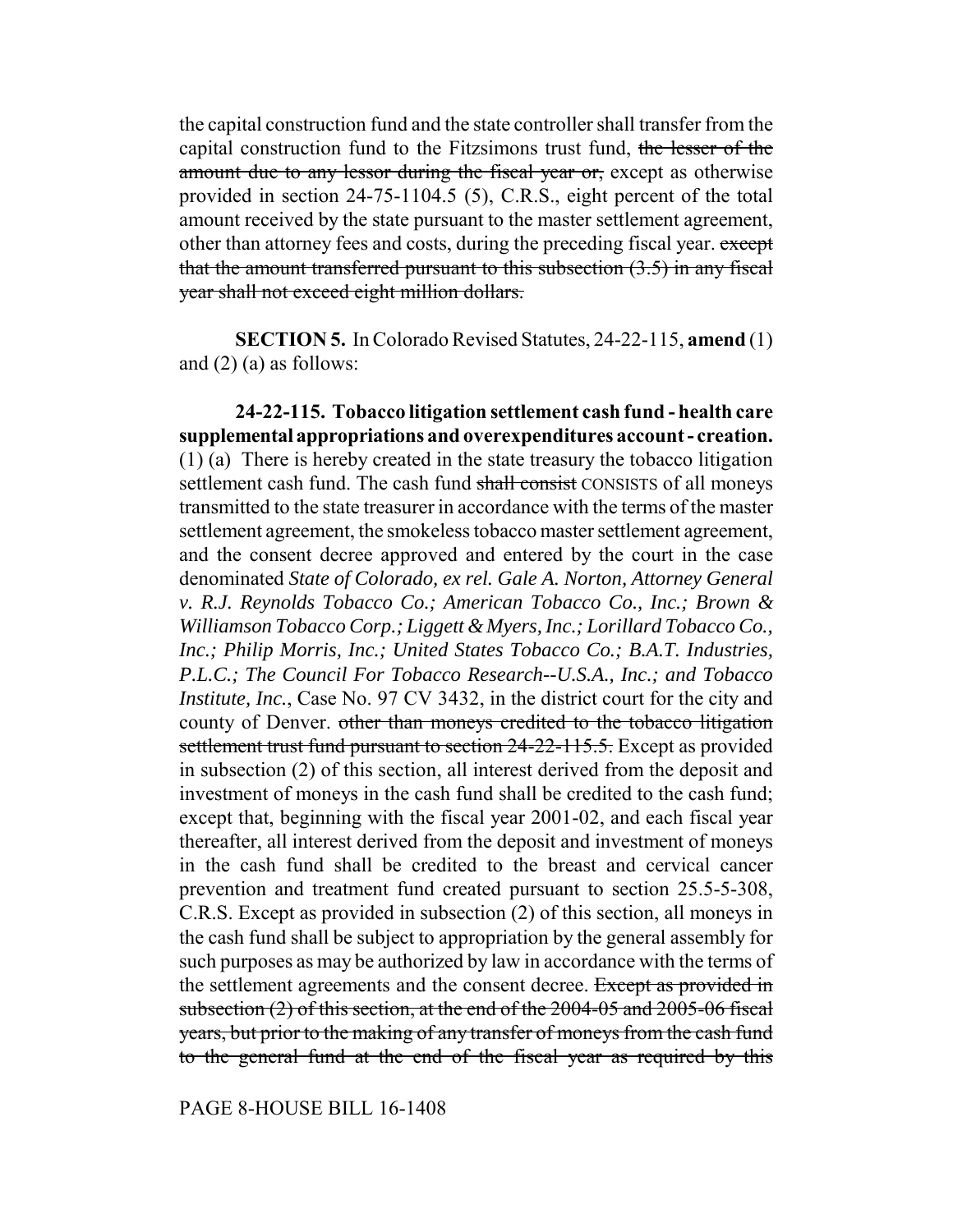the capital construction fund and the state controller shall transfer from the capital construction fund to the Fitzsimons trust fund, ~~the lesser of the amount due to any lessor during the fiscal year or,~~ except as otherwise provided in section 24-75-1104.5 (5), C.R.S., eight percent of the total amount received by the state pursuant to the master settlement agreement, other than attorney fees and costs, during the preceding fiscal year. ~~except that the amount transferred pursuant to this subsection (3.5) in any fiscal year shall not exceed eight million dollars.~~

**SECTION 5.** In Colorado Revised Statutes, 24-22-115, **amend** (1) and (2) (a) as follows:

**24-22-115. Tobacco litigation settlement cash fund - health care supplemental appropriations and overexpenditures account - creation.** (1) (a) There is hereby created in the state treasury the tobacco litigation settlement cash fund. The cash fund ~~shall consist~~ CONSISTS of all moneys transmitted to the state treasurer in accordance with the terms of the master settlement agreement, the smokeless tobacco master settlement agreement, and the consent decree approved and entered by the court in the case denominated *State of Colorado, ex rel. Gale A. Norton, Attorney General v. R.J. Reynolds Tobacco Co.; American Tobacco Co., Inc.; Brown & Williamson Tobacco Corp.; Liggett & Myers, Inc.; Lorillard Tobacco Co., Inc.; Philip Morris, Inc.; United States Tobacco Co.; B.A.T. Industries, P.L.C.; The Council For Tobacco Research--U.S.A., Inc.; and Tobacco Institute, Inc.*, Case No. 97 CV 3432, in the district court for the city and county of Denver. ~~other than moneys credited to the tobacco litigation settlement trust fund pursuant to section 24-22-115.5.~~ Except as provided in subsection (2) of this section, all interest derived from the deposit and investment of moneys in the cash fund shall be credited to the cash fund; except that, beginning with the fiscal year 2001-02, and each fiscal year thereafter, all interest derived from the deposit and investment of moneys in the cash fund shall be credited to the breast and cervical cancer prevention and treatment fund created pursuant to section 25.5-5-308, C.R.S. Except as provided in subsection (2) of this section, all moneys in the cash fund shall be subject to appropriation by the general assembly for such purposes as may be authorized by law in accordance with the terms of the settlement agreements and the consent decree. ~~Except as provided in subsection (2) of this section, at the end of the 2004-05 and 2005-06 fiscal years, but prior to the making of any transfer of moneys from the cash fund to the general fund at the end of the fiscal year as required by this~~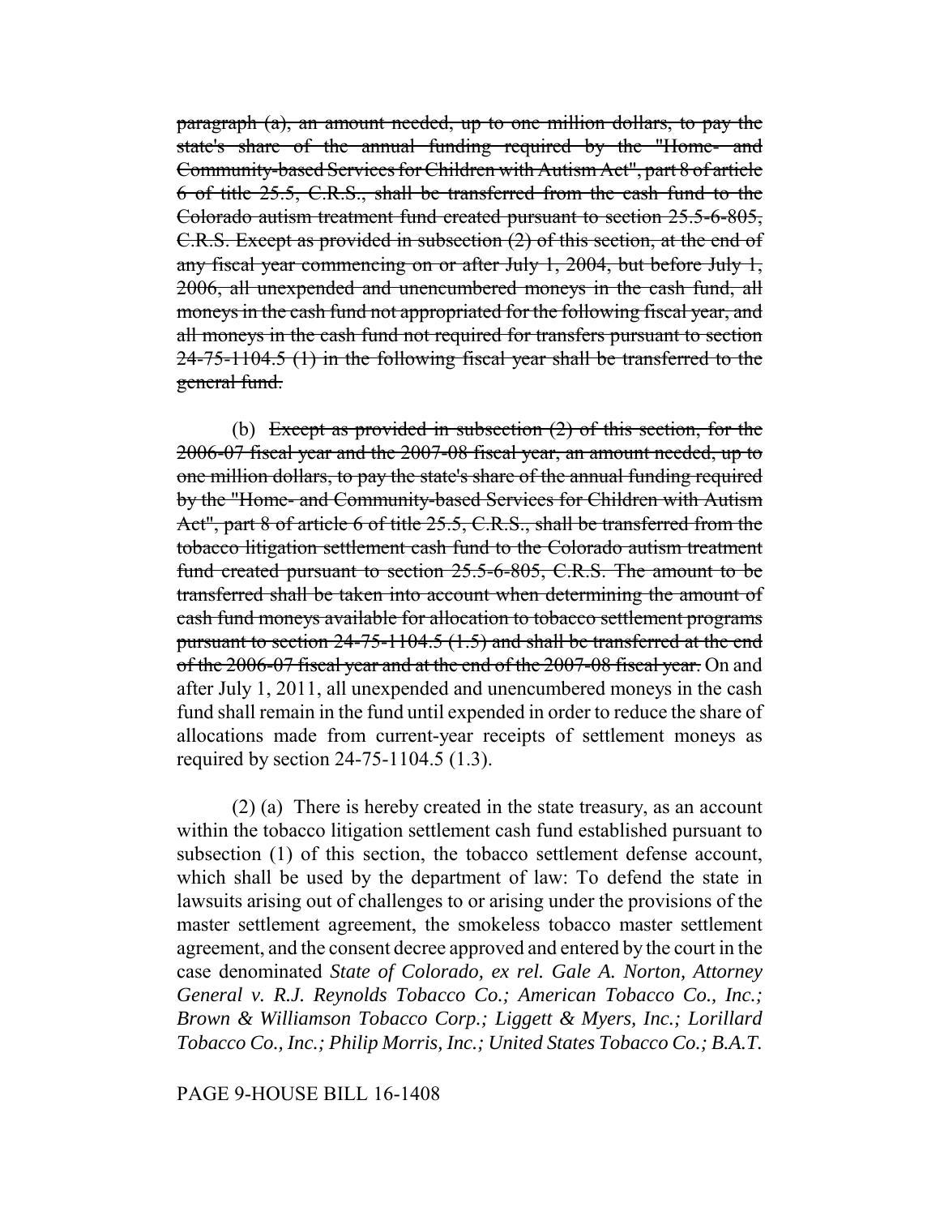~~paragraph (a), an amount needed, up to one million dollars, to pay the state's share of the annual funding required by the "Home- and Community-based Services for Children with Autism Act", part 8 of article 6 of title 25.5, C.R.S., shall be transferred from the cash fund to the Colorado autism treatment fund created pursuant to section 25.5-6-805, C.R.S. Except as provided in subsection (2) of this section, at the end of any fiscal year commencing on or after July 1, 2004, but before July 1, 2006, all unexpended and unencumbered moneys in the cash fund, all moneys in the cash fund not appropriated for the following fiscal year, and all moneys in the cash fund not required for transfers pursuant to section 24-75-1104.5 (1) in the following fiscal year shall be transferred to the general fund.~~

(b) ~~Except as provided in subsection (2) of this section, for the 2006-07 fiscal year and the 2007-08 fiscal year, an amount needed, up to one million dollars, to pay the state's share of the annual funding required by the "Home- and Community-based Services for Children with Autism Act", part 8 of article 6 of title 25.5, C.R.S., shall be transferred from the tobacco litigation settlement cash fund to the Colorado autism treatment fund created pursuant to section 25.5-6-805, C.R.S. The amount to be transferred shall be taken into account when determining the amount of cash fund moneys available for allocation to tobacco settlement programs pursuant to section 24-75-1104.5 (1.5) and shall be transferred at the end of the 2006-07 fiscal year and at the end of the 2007-08 fiscal year.~~ On and after July 1, 2011, all unexpended and unencumbered moneys in the cash fund shall remain in the fund until expended in order to reduce the share of allocations made from current-year receipts of settlement moneys as required by section 24-75-1104.5 (1.3).

(2) (a) There is hereby created in the state treasury, as an account within the tobacco litigation settlement cash fund established pursuant to subsection (1) of this section, the tobacco settlement defense account, which shall be used by the department of law: To defend the state in lawsuits arising out of challenges to or arising under the provisions of the master settlement agreement, the smokeless tobacco master settlement agreement, and the consent decree approved and entered by the court in the case denominated *State of Colorado, ex rel. Gale A. Norton, Attorney General v. R.J. Reynolds Tobacco Co.; American Tobacco Co., Inc.; Brown & Williamson Tobacco Corp.; Liggett & Myers, Inc.; Lorillard Tobacco Co., Inc.; Philip Morris, Inc.; United States Tobacco Co.; B.A.T.*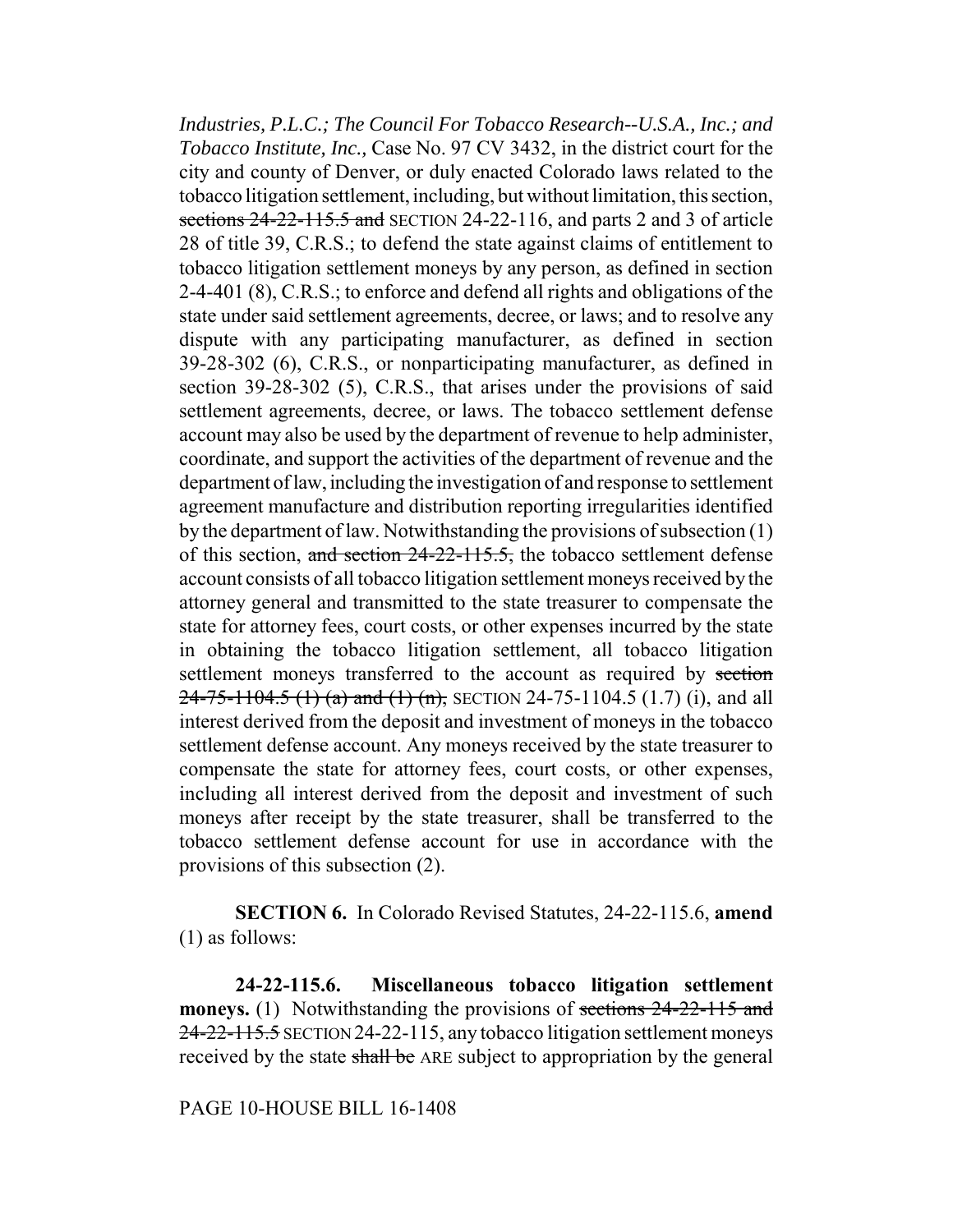*Industries, P.L.C.; The Council For Tobacco Research--U.S.A., Inc.; and Tobacco Institute, Inc.,* Case No. 97 CV 3432, in the district court for the city and county of Denver, or duly enacted Colorado laws related to the tobacco litigation settlement, including, but without limitation, this section, ~~sections 24-22-115.5 and~~ SECTION 24-22-116, and parts 2 and 3 of article 28 of title 39, C.R.S.; to defend the state against claims of entitlement to tobacco litigation settlement moneys by any person, as defined in section 2-4-401 (8), C.R.S.; to enforce and defend all rights and obligations of the state under said settlement agreements, decree, or laws; and to resolve any dispute with any participating manufacturer, as defined in section 39-28-302 (6), C.R.S., or nonparticipating manufacturer, as defined in section 39-28-302 (5), C.R.S., that arises under the provisions of said settlement agreements, decree, or laws. The tobacco settlement defense account may also be used by the department of revenue to help administer, coordinate, and support the activities of the department of revenue and the department of law, including the investigation of and response to settlement agreement manufacture and distribution reporting irregularities identified by the department of law. Notwithstanding the provisions of subsection (1) of this section, ~~and section 24-22-115.5,~~ the tobacco settlement defense account consists of all tobacco litigation settlement moneys received by the attorney general and transmitted to the state treasurer to compensate the state for attorney fees, court costs, or other expenses incurred by the state in obtaining the tobacco litigation settlement, all tobacco litigation settlement moneys transferred to the account as required by ~~section 24-75-1104.5 (1) (a) and (1) (n),~~ SECTION 24-75-1104.5 (1.7) (i), and all interest derived from the deposit and investment of moneys in the tobacco settlement defense account. Any moneys received by the state treasurer to compensate the state for attorney fees, court costs, or other expenses, including all interest derived from the deposit and investment of such moneys after receipt by the state treasurer, shall be transferred to the tobacco settlement defense account for use in accordance with the provisions of this subsection (2).

**SECTION 6.** In Colorado Revised Statutes, 24-22-115.6, **amend** (1) as follows:

**24-22-115.6. Miscellaneous tobacco litigation settlement moneys.** (1) Notwithstanding the provisions of ~~sections 24-22-115 and 24-22-115.5~~ SECTION 24-22-115, any tobacco litigation settlement moneys received by the state ~~shall be~~ ARE subject to appropriation by the general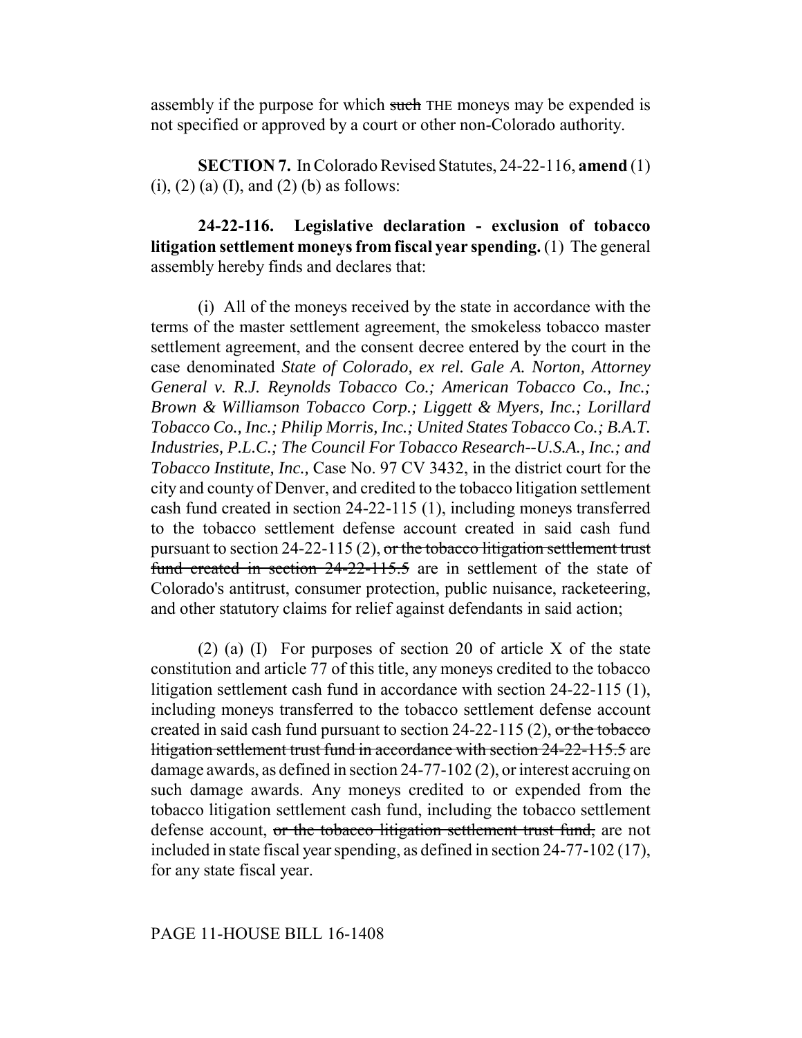assembly if the purpose for which ~~such~~ THE moneys may be expended is not specified or approved by a court or other non-Colorado authority.

**SECTION 7.** In Colorado Revised Statutes, 24-22-116, **amend** (1) (i), (2) (a) (I), and (2) (b) as follows:

**24-22-116. Legislative declaration - exclusion of tobacco litigation settlement moneys from fiscal year spending.** (1) The general assembly hereby finds and declares that:

(i) All of the moneys received by the state in accordance with the terms of the master settlement agreement, the smokeless tobacco master settlement agreement, and the consent decree entered by the court in the case denominated *State of Colorado, ex rel. Gale A. Norton, Attorney General v. R.J. Reynolds Tobacco Co.; American Tobacco Co., Inc.; Brown & Williamson Tobacco Corp.; Liggett & Myers, Inc.; Lorillard Tobacco Co., Inc.; Philip Morris, Inc.; United States Tobacco Co.; B.A.T. Industries, P.L.C.; The Council For Tobacco Research--U.S.A., Inc.; and Tobacco Institute, Inc.,* Case No. 97 CV 3432, in the district court for the city and county of Denver, and credited to the tobacco litigation settlement cash fund created in section 24-22-115 (1), including moneys transferred to the tobacco settlement defense account created in said cash fund pursuant to section 24-22-115 (2), ~~or the tobacco litigation settlement trust fund created in section 24-22-115.5~~ are in settlement of the state of Colorado's antitrust, consumer protection, public nuisance, racketeering, and other statutory claims for relief against defendants in said action;

(2) (a) (I) For purposes of section 20 of article X of the state constitution and article 77 of this title, any moneys credited to the tobacco litigation settlement cash fund in accordance with section 24-22-115 (1), including moneys transferred to the tobacco settlement defense account created in said cash fund pursuant to section 24-22-115 (2), ~~or the tobacco litigation settlement trust fund in accordance with section 24-22-115.5~~ are damage awards, as defined in section 24-77-102 (2), or interest accruing on such damage awards. Any moneys credited to or expended from the tobacco litigation settlement cash fund, including the tobacco settlement defense account, ~~or the tobacco litigation settlement trust fund,~~ are not included in state fiscal year spending, as defined in section 24-77-102 (17), for any state fiscal year.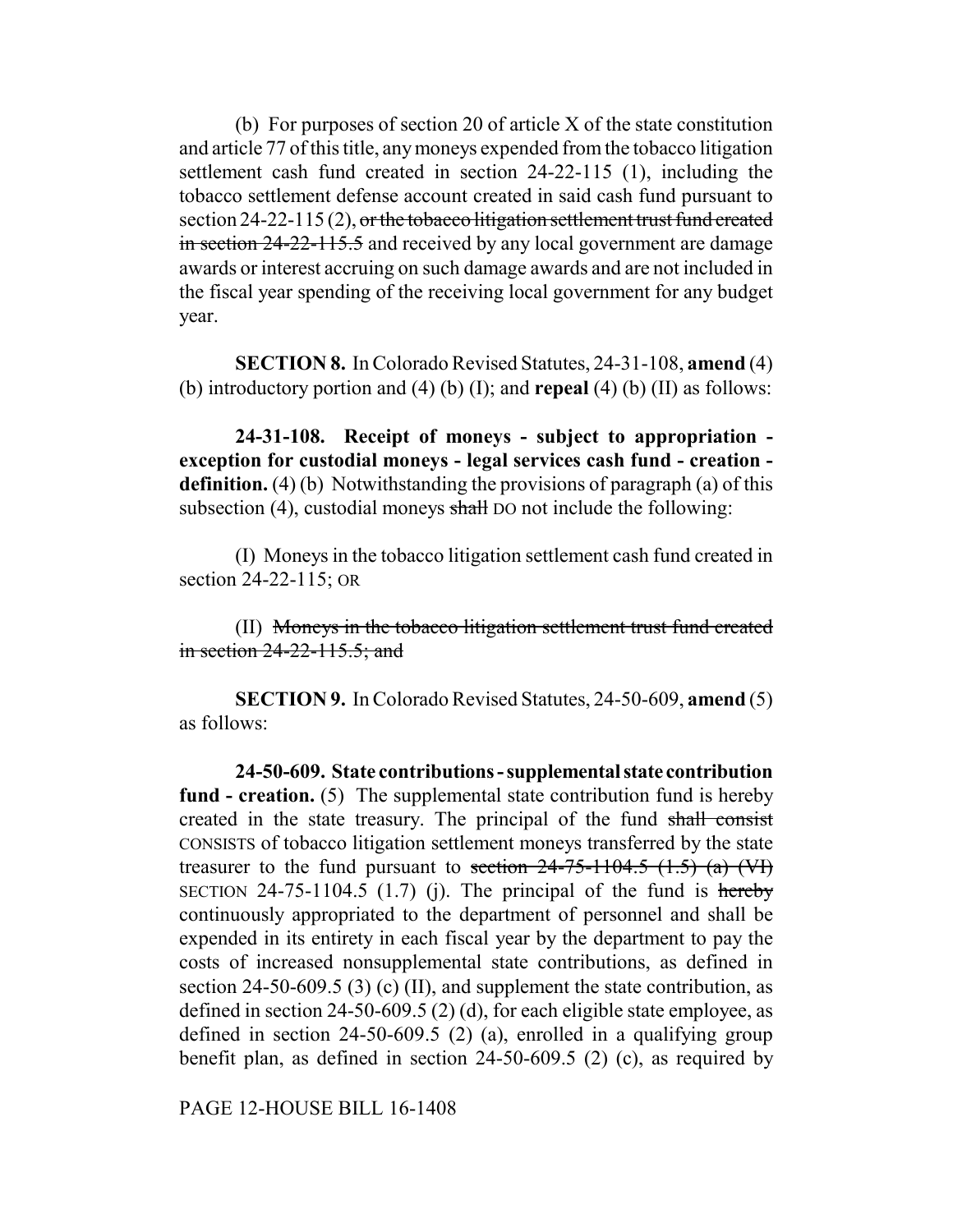(b) For purposes of section 20 of article X of the state constitution and article 77 of this title, any moneys expended from the tobacco litigation settlement cash fund created in section 24-22-115 (1), including the tobacco settlement defense account created in said cash fund pursuant to section 24-22-115 (2), ~~or the tobacco litigation settlement trust fund created in section 24-22-115.5~~ and received by any local government are damage awards or interest accruing on such damage awards and are not included in the fiscal year spending of the receiving local government for any budget year.

**SECTION 8.** In Colorado Revised Statutes, 24-31-108, **amend** (4) (b) introductory portion and (4) (b) (I); and **repeal** (4) (b) (II) as follows:

**24-31-108. Receipt of moneys - subject to appropriation - exception for custodial moneys - legal services cash fund - creation - definition.** (4) (b) Notwithstanding the provisions of paragraph (a) of this subsection (4), custodial moneys ~~shall~~ DO not include the following:

(I) Moneys in the tobacco litigation settlement cash fund created in section 24-22-115; OR

(II) ~~Moneys in the tobacco litigation settlement trust fund created in section 24-22-115.5; and~~

**SECTION 9.** In Colorado Revised Statutes, 24-50-609, **amend** (5) as follows:

**24-50-609. State contributions - supplemental state contribution fund - creation.** (5) The supplemental state contribution fund is hereby created in the state treasury. The principal of the fund ~~shall consist~~ CONSISTS of tobacco litigation settlement moneys transferred by the state treasurer to the fund pursuant to ~~section 24-75-1104.5 (1.5) (a) (VI)~~ SECTION 24-75-1104.5 (1.7) (j). The principal of the fund is ~~hereby~~ continuously appropriated to the department of personnel and shall be expended in its entirety in each fiscal year by the department to pay the costs of increased nonsupplemental state contributions, as defined in section 24-50-609.5 (3) (c) (II), and supplement the state contribution, as defined in section 24-50-609.5 (2) (d), for each eligible state employee, as defined in section 24-50-609.5 (2) (a), enrolled in a qualifying group benefit plan, as defined in section 24-50-609.5 (2) (c), as required by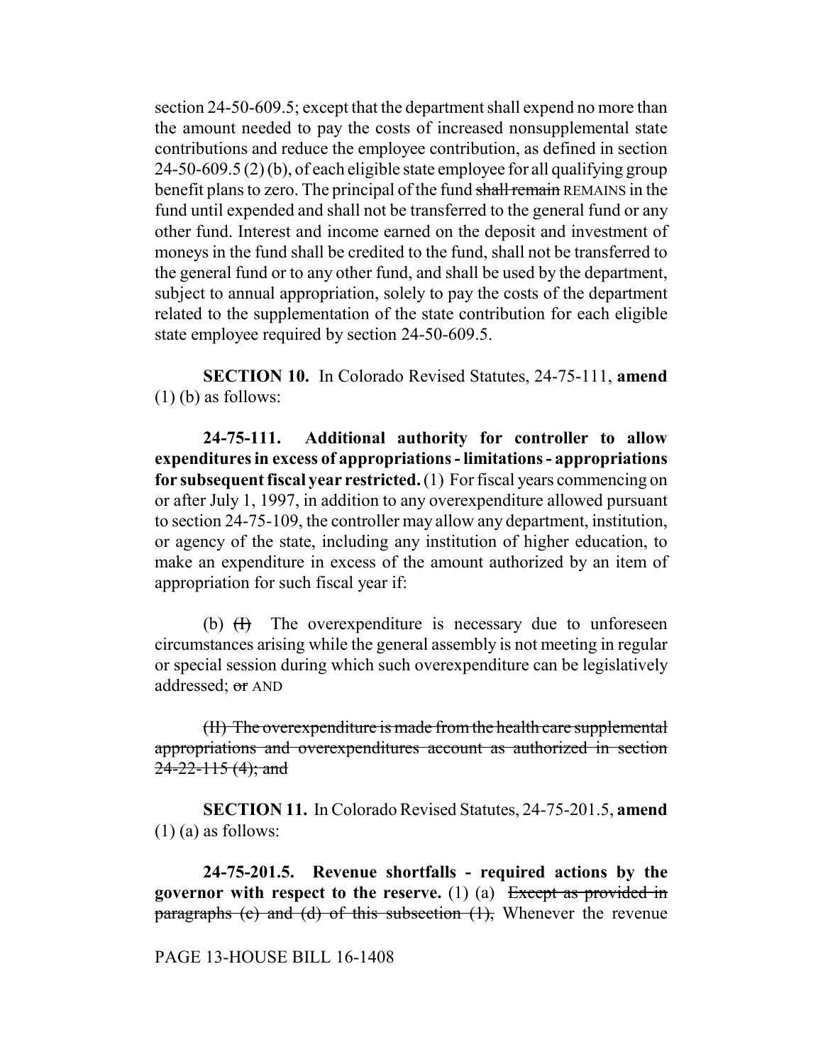section 24-50-609.5; except that the department shall expend no more than the amount needed to pay the costs of increased nonsupplemental state contributions and reduce the employee contribution, as defined in section 24-50-609.5 (2) (b), of each eligible state employee for all qualifying group benefit plans to zero. The principal of the fund ~~shall remain~~ REMAINS in the fund until expended and shall not be transferred to the general fund or any other fund. Interest and income earned on the deposit and investment of moneys in the fund shall be credited to the fund, shall not be transferred to the general fund or to any other fund, and shall be used by the department, subject to annual appropriation, solely to pay the costs of the department related to the supplementation of the state contribution for each eligible state employee required by section 24-50-609.5.

**SECTION 10.** In Colorado Revised Statutes, 24-75-111, **amend** (1) (b) as follows:

**24-75-111. Additional authority for controller to allow expenditures in excess of appropriations - limitations - appropriations for subsequent fiscal year restricted.** (1) For fiscal years commencing on or after July 1, 1997, in addition to any overexpenditure allowed pursuant to section 24-75-109, the controller may allow any department, institution, or agency of the state, including any institution of higher education, to make an expenditure in excess of the amount authorized by an item of appropriation for such fiscal year if:

(b) ~~(I)~~ The overexpenditure is necessary due to unforeseen circumstances arising while the general assembly is not meeting in regular or special session during which such overexpenditure can be legislatively addressed; ~~or~~ AND

~~(II) The overexpenditure is made from the health care supplemental appropriations and overexpenditures account as authorized in section 24-22-115 (4); and~~

**SECTION 11.** In Colorado Revised Statutes, 24-75-201.5, **amend** (1) (a) as follows:

**24-75-201.5. Revenue shortfalls - required actions by the governor with respect to the reserve.** (1) (a) ~~Except as provided in paragraphs (c) and (d) of this subsection (1),~~ Whenever the revenue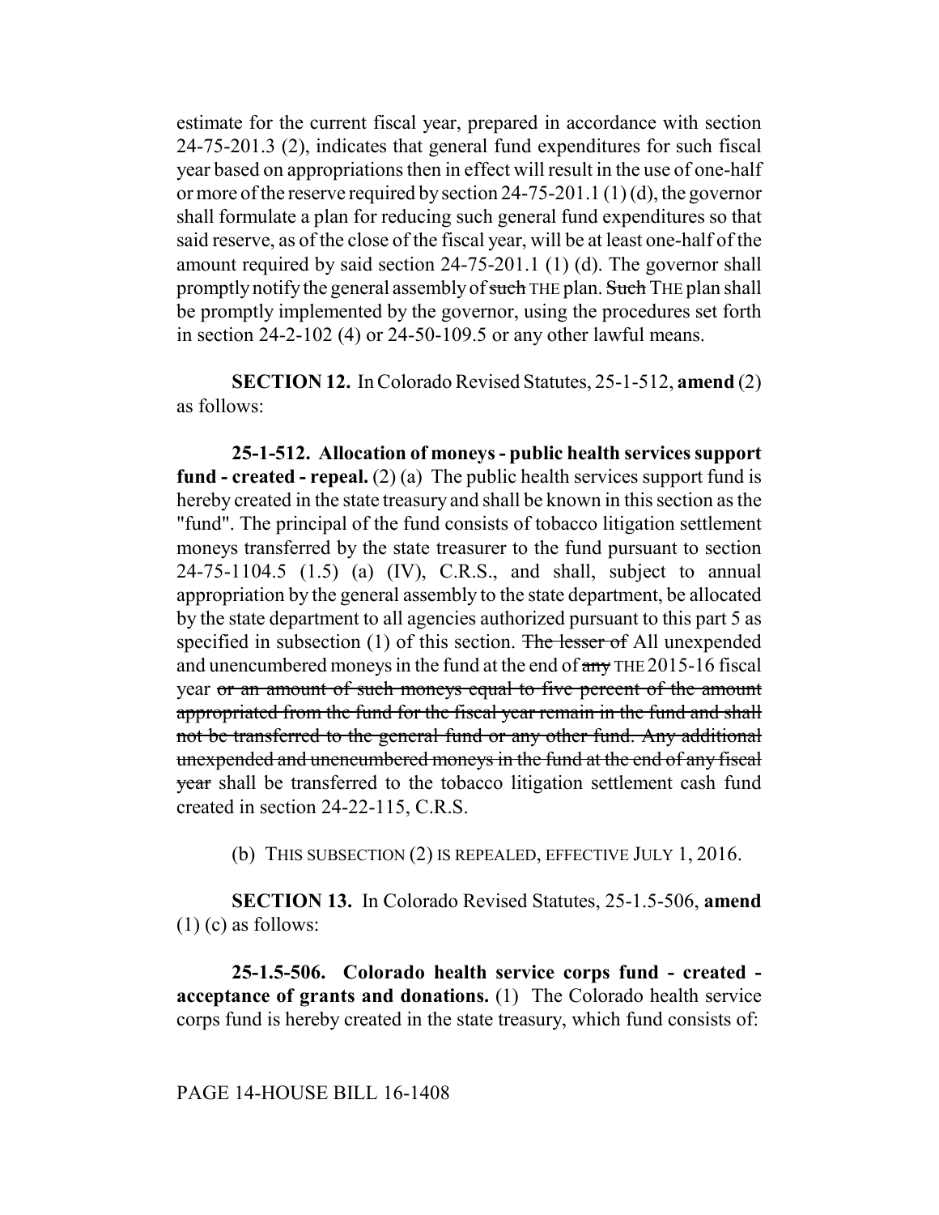estimate for the current fiscal year, prepared in accordance with section 24-75-201.3 (2), indicates that general fund expenditures for such fiscal year based on appropriations then in effect will result in the use of one-half or more of the reserve required by section 24-75-201.1 (1) (d), the governor shall formulate a plan for reducing such general fund expenditures so that said reserve, as of the close of the fiscal year, will be at least one-half of the amount required by said section 24-75-201.1 (1) (d). The governor shall promptly notify the general assembly of ~~such~~ THE plan. ~~Such~~ THE plan shall be promptly implemented by the governor, using the procedures set forth in section 24-2-102 (4) or 24-50-109.5 or any other lawful means.

**SECTION 12.** In Colorado Revised Statutes, 25-1-512, **amend** (2) as follows:

**25-1-512. Allocation of moneys - public health services support fund - created - repeal.** (2) (a) The public health services support fund is hereby created in the state treasury and shall be known in this section as the "fund". The principal of the fund consists of tobacco litigation settlement moneys transferred by the state treasurer to the fund pursuant to section 24-75-1104.5 (1.5) (a) (IV), C.R.S., and shall, subject to annual appropriation by the general assembly to the state department, be allocated by the state department to all agencies authorized pursuant to this part 5 as specified in subsection (1) of this section. ~~The lesser of~~ All unexpended and unencumbered moneys in the fund at the end of ~~any~~ THE 2015-16 fiscal year ~~or an amount of such moneys equal to five percent of the amount appropriated from the fund for the fiscal year remain in the fund and shall not be transferred to the general fund or any other fund. Any additional unexpended and unencumbered moneys in the fund at the end of any fiscal year~~ shall be transferred to the tobacco litigation settlement cash fund created in section 24-22-115, C.R.S.

(b) THIS SUBSECTION (2) IS REPEALED, EFFECTIVE JULY 1, 2016.

**SECTION 13.** In Colorado Revised Statutes, 25-1.5-506, **amend** (1) (c) as follows:

**25-1.5-506. Colorado health service corps fund - created - acceptance of grants and donations.** (1) The Colorado health service corps fund is hereby created in the state treasury, which fund consists of: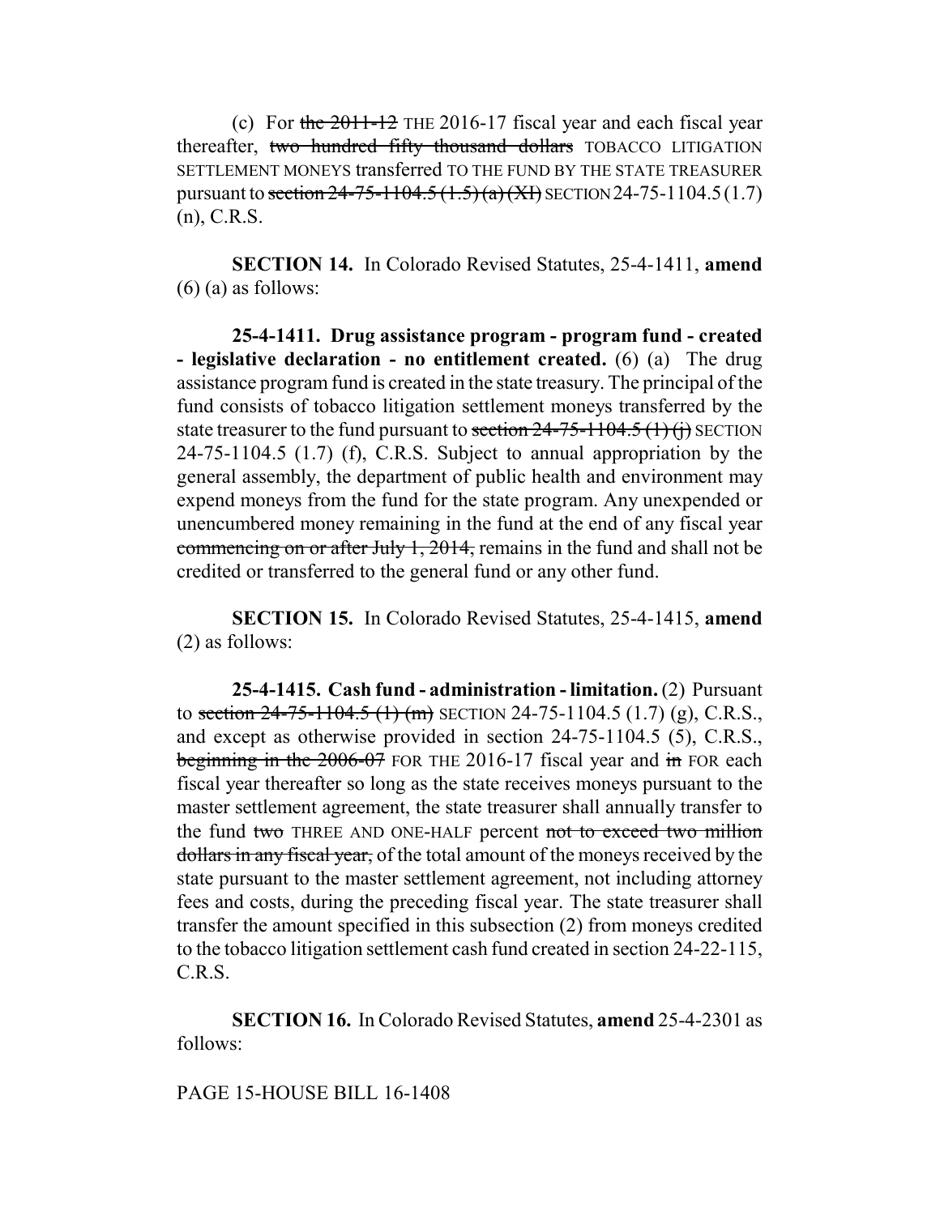(c) For ~~the 2011-12~~ THE 2016-17 fiscal year and each fiscal year thereafter, ~~two hundred fifty thousand dollars~~ TOBACCO LITIGATION SETTLEMENT MONEYS transferred TO THE FUND BY THE STATE TREASURER pursuant to ~~section 24-75-1104.5 (1.5) (a) (XI)~~ SECTION 24-75-1104.5 (1.7) (n), C.R.S.

**SECTION 14.** In Colorado Revised Statutes, 25-4-1411, **amend** (6) (a) as follows:

**25-4-1411. Drug assistance program - program fund - created - legislative declaration - no entitlement created.** (6) (a) The drug assistance program fund is created in the state treasury. The principal of the fund consists of tobacco litigation settlement moneys transferred by the state treasurer to the fund pursuant to ~~section 24-75-1104.5 (1) (j)~~ SECTION 24-75-1104.5 (1.7) (f), C.R.S. Subject to annual appropriation by the general assembly, the department of public health and environment may expend moneys from the fund for the state program. Any unexpended or unencumbered money remaining in the fund at the end of any fiscal year ~~commencing on or after July 1, 2014,~~ remains in the fund and shall not be credited or transferred to the general fund or any other fund.

**SECTION 15.** In Colorado Revised Statutes, 25-4-1415, **amend** (2) as follows:

**25-4-1415. Cash fund - administration - limitation.** (2) Pursuant to ~~section 24-75-1104.5 (1) (m)~~ SECTION 24-75-1104.5 (1.7) (g), C.R.S., and except as otherwise provided in section 24-75-1104.5 (5), C.R.S., ~~beginning in the 2006-07~~ FOR THE 2016-17 fiscal year and ~~in~~ FOR each fiscal year thereafter so long as the state receives moneys pursuant to the master settlement agreement, the state treasurer shall annually transfer to the fund ~~two~~ THREE AND ONE-HALF percent ~~not to exceed two million dollars in any fiscal year,~~ of the total amount of the moneys received by the state pursuant to the master settlement agreement, not including attorney fees and costs, during the preceding fiscal year. The state treasurer shall transfer the amount specified in this subsection (2) from moneys credited to the tobacco litigation settlement cash fund created in section 24-22-115, C.R.S.

**SECTION 16.** In Colorado Revised Statutes, **amend** 25-4-2301 as follows: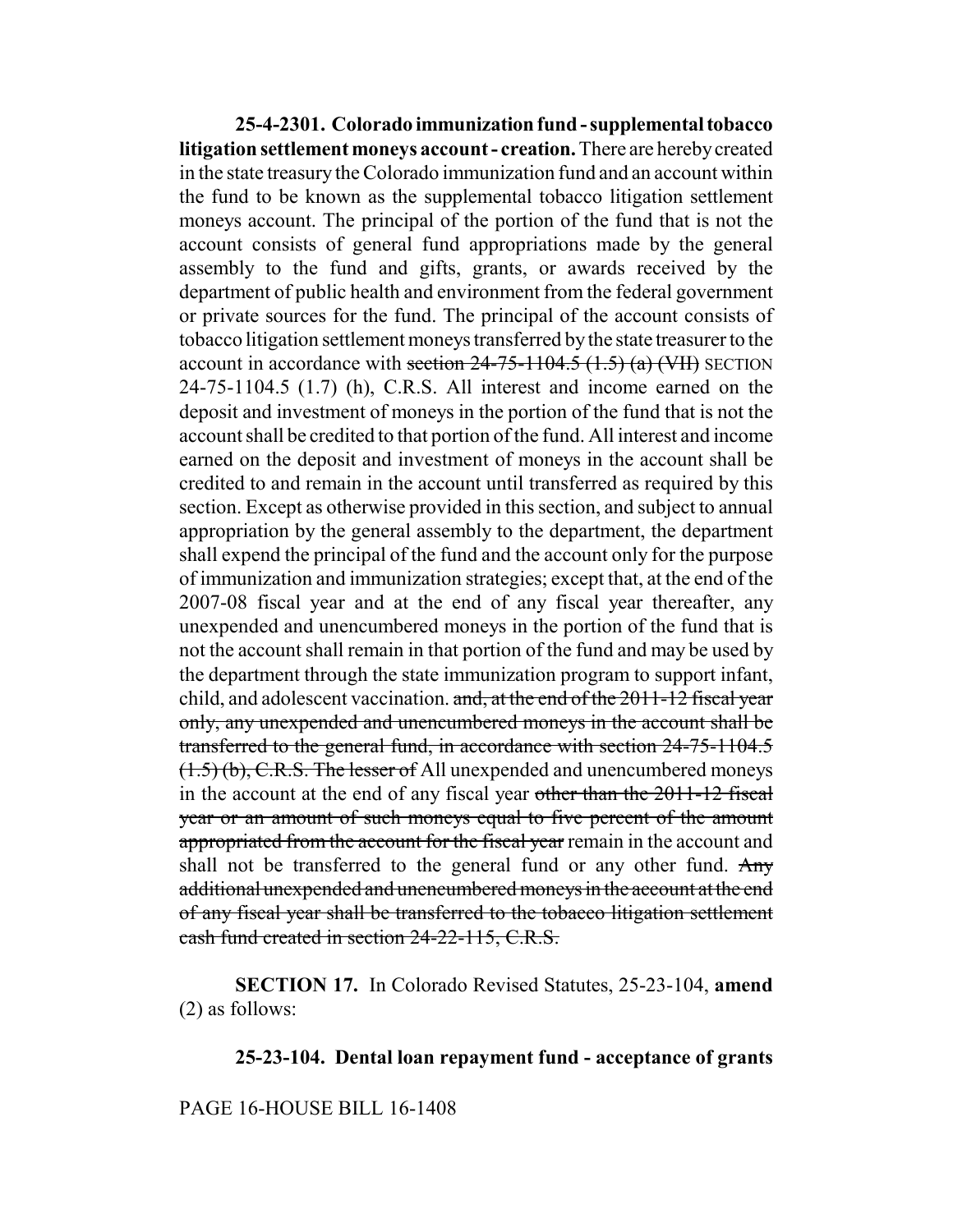**25-4-2301. Colorado immunization fund - supplemental tobacco litigation settlement moneys account - creation.** There are hereby created in the state treasury the Colorado immunization fund and an account within the fund to be known as the supplemental tobacco litigation settlement moneys account. The principal of the portion of the fund that is not the account consists of general fund appropriations made by the general assembly to the fund and gifts, grants, or awards received by the department of public health and environment from the federal government or private sources for the fund. The principal of the account consists of tobacco litigation settlement moneys transferred by the state treasurer to the account in accordance with ~~section 24-75-1104.5 (1.5) (a) (VII)~~ SECTION 24-75-1104.5 (1.7) (h), C.R.S. All interest and income earned on the deposit and investment of moneys in the portion of the fund that is not the account shall be credited to that portion of the fund. All interest and income earned on the deposit and investment of moneys in the account shall be credited to and remain in the account until transferred as required by this section. Except as otherwise provided in this section, and subject to annual appropriation by the general assembly to the department, the department shall expend the principal of the fund and the account only for the purpose of immunization and immunization strategies; except that, at the end of the 2007-08 fiscal year and at the end of any fiscal year thereafter, any unexpended and unencumbered moneys in the portion of the fund that is not the account shall remain in that portion of the fund and may be used by the department through the state immunization program to support infant, child, and adolescent vaccination. ~~and, at the end of the 2011-12 fiscal year only, any unexpended and unencumbered moneys in the account shall be transferred to the general fund, in accordance with section 24-75-1104.5 (1.5) (b), C.R.S. The lesser of~~ All unexpended and unencumbered moneys in the account at the end of any fiscal year ~~other than the 2011-12 fiscal year or an amount of such moneys equal to five percent of the amount appropriated from the account for the fiscal year~~ remain in the account and shall not be transferred to the general fund or any other fund. ~~Any additional unexpended and unencumbered moneys in the account at the end of any fiscal year shall be transferred to the tobacco litigation settlement cash fund created in section 24-22-115, C.R.S.~~

**SECTION 17.** In Colorado Revised Statutes, 25-23-104, **amend** (2) as follows:

**25-23-104. Dental loan repayment fund - acceptance of grants**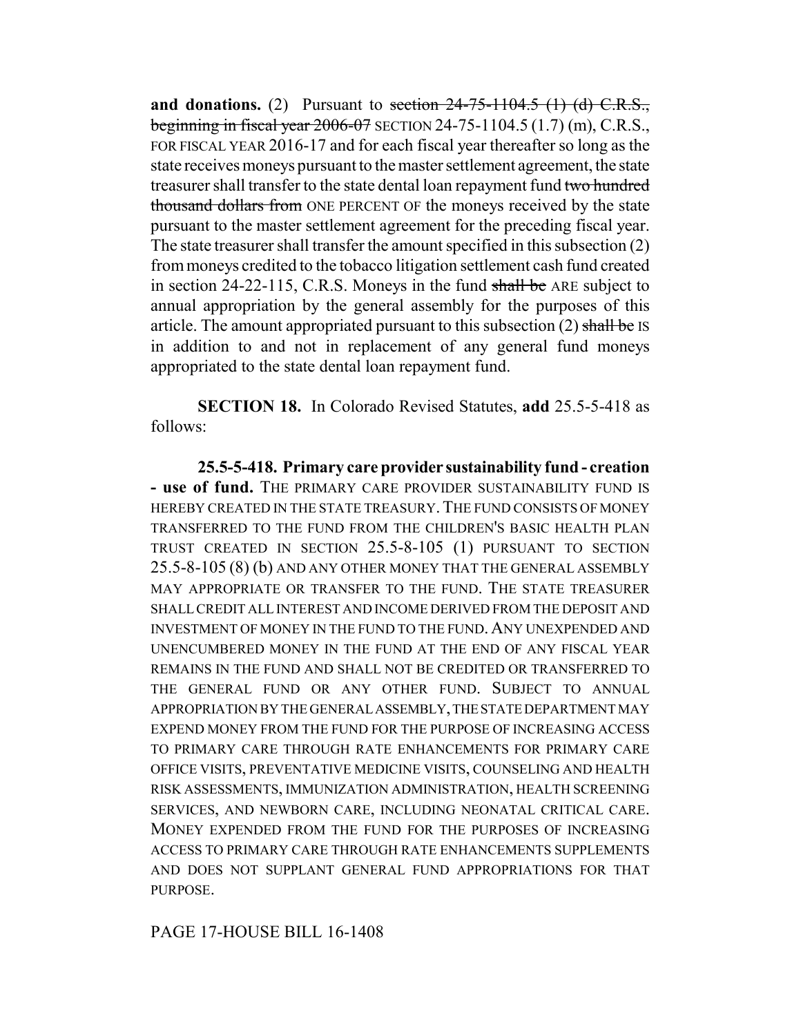**and donations.** (2) Pursuant to ~~section 24-75-1104.5 (1) (d) C.R.S., beginning in fiscal year 2006-07~~ SECTION 24-75-1104.5 (1.7) (m), C.R.S., FOR FISCAL YEAR 2016-17 and for each fiscal year thereafter so long as the state receives moneys pursuant to the master settlement agreement, the state treasurer shall transfer to the state dental loan repayment fund ~~two hundred thousand dollars from~~ ONE PERCENT OF the moneys received by the state pursuant to the master settlement agreement for the preceding fiscal year. The state treasurer shall transfer the amount specified in this subsection (2) from moneys credited to the tobacco litigation settlement cash fund created in section 24-22-115, C.R.S. Moneys in the fund ~~shall be~~ ARE subject to annual appropriation by the general assembly for the purposes of this article. The amount appropriated pursuant to this subsection (2) ~~shall be~~ IS in addition to and not in replacement of any general fund moneys appropriated to the state dental loan repayment fund.

**SECTION 18.** In Colorado Revised Statutes, **add** 25.5-5-418 as follows:

**25.5-5-418. Primary care provider sustainability fund - creation - use of fund.** THE PRIMARY CARE PROVIDER SUSTAINABILITY FUND IS HEREBY CREATED IN THE STATE TREASURY. THE FUND CONSISTS OF MONEY TRANSFERRED TO THE FUND FROM THE CHILDREN'S BASIC HEALTH PLAN TRUST CREATED IN SECTION 25.5-8-105 (1) PURSUANT TO SECTION 25.5-8-105 (8) (b) AND ANY OTHER MONEY THAT THE GENERAL ASSEMBLY MAY APPROPRIATE OR TRANSFER TO THE FUND. THE STATE TREASURER SHALL CREDIT ALL INTEREST AND INCOME DERIVED FROM THE DEPOSIT AND INVESTMENT OF MONEY IN THE FUND TO THE FUND. ANY UNEXPENDED AND UNENCUMBERED MONEY IN THE FUND AT THE END OF ANY FISCAL YEAR REMAINS IN THE FUND AND SHALL NOT BE CREDITED OR TRANSFERRED TO THE GENERAL FUND OR ANY OTHER FUND. SUBJECT TO ANNUAL APPROPRIATION BY THE GENERAL ASSEMBLY, THE STATE DEPARTMENT MAY EXPEND MONEY FROM THE FUND FOR THE PURPOSE OF INCREASING ACCESS TO PRIMARY CARE THROUGH RATE ENHANCEMENTS FOR PRIMARY CARE OFFICE VISITS, PREVENTATIVE MEDICINE VISITS, COUNSELING AND HEALTH RISK ASSESSMENTS, IMMUNIZATION ADMINISTRATION, HEALTH SCREENING SERVICES, AND NEWBORN CARE, INCLUDING NEONATAL CRITICAL CARE. MONEY EXPENDED FROM THE FUND FOR THE PURPOSES OF INCREASING ACCESS TO PRIMARY CARE THROUGH RATE ENHANCEMENTS SUPPLEMENTS AND DOES NOT SUPPLANT GENERAL FUND APPROPRIATIONS FOR THAT PURPOSE.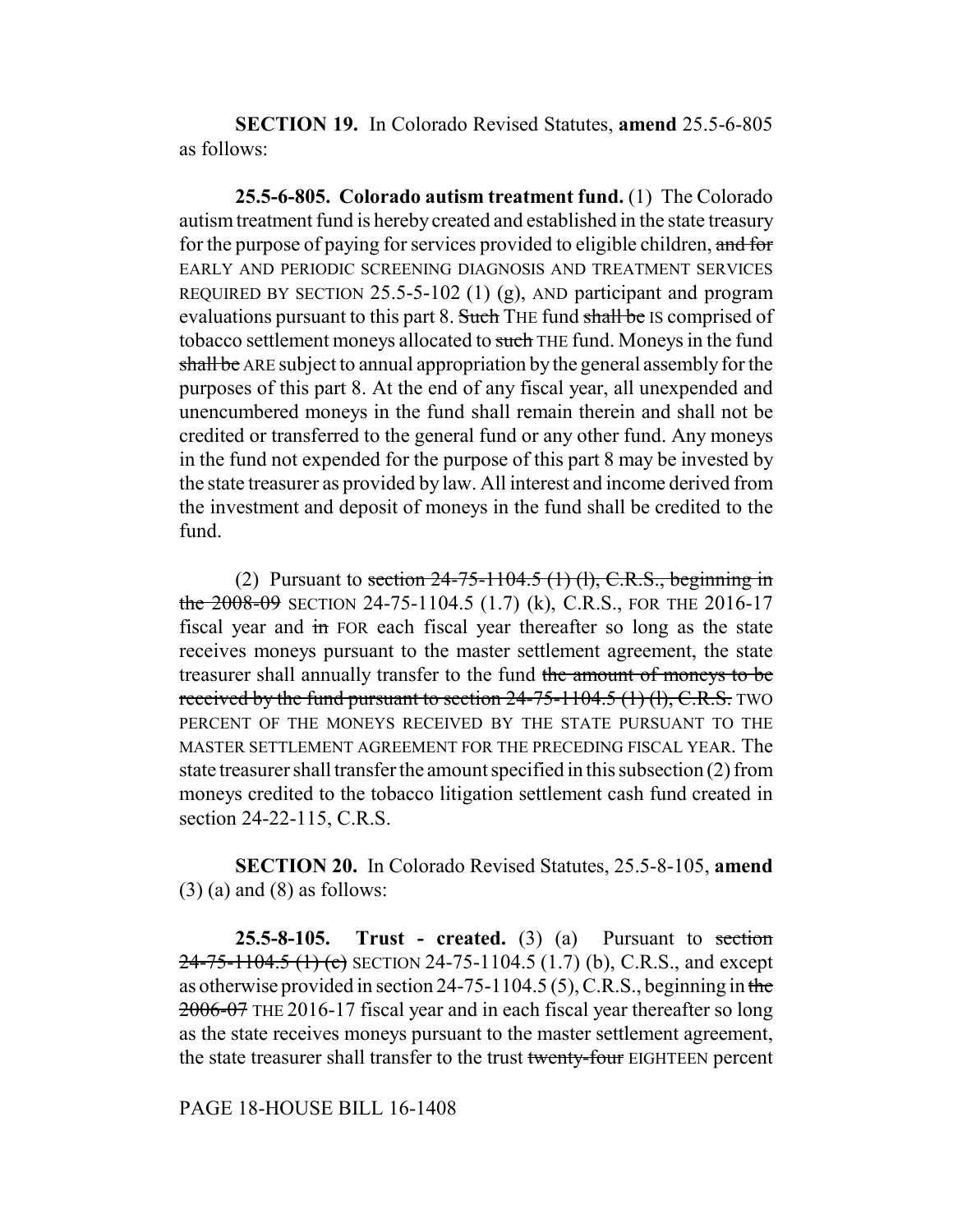**SECTION 19.** In Colorado Revised Statutes, **amend** 25.5-6-805 as follows:

**25.5-6-805. Colorado autism treatment fund.** (1) The Colorado autism treatment fund is hereby created and established in the state treasury for the purpose of paying for services provided to eligible children, ~~and for~~ EARLY AND PERIODIC SCREENING DIAGNOSIS AND TREATMENT SERVICES REQUIRED BY SECTION 25.5-5-102 (1) (g), AND participant and program evaluations pursuant to this part 8. ~~Such~~ THE fund ~~shall be~~ IS comprised of tobacco settlement moneys allocated to ~~such~~ THE fund. Moneys in the fund ~~shall be~~ ARE subject to annual appropriation by the general assembly for the purposes of this part 8. At the end of any fiscal year, all unexpended and unencumbered moneys in the fund shall remain therein and shall not be credited or transferred to the general fund or any other fund. Any moneys in the fund not expended for the purpose of this part 8 may be invested by the state treasurer as provided by law. All interest and income derived from the investment and deposit of moneys in the fund shall be credited to the fund.

(2) Pursuant to ~~section 24-75-1104.5 (1) (l), C.R.S., beginning in the 2008-09~~ SECTION 24-75-1104.5 (1.7) (k), C.R.S., FOR THE 2016-17 fiscal year and ~~in~~ FOR each fiscal year thereafter so long as the state receives moneys pursuant to the master settlement agreement, the state treasurer shall annually transfer to the fund ~~the amount of moneys to be received by the fund pursuant to section 24-75-1104.5 (1) (l), C.R.S.~~ TWO PERCENT OF THE MONEYS RECEIVED BY THE STATE PURSUANT TO THE MASTER SETTLEMENT AGREEMENT FOR THE PRECEDING FISCAL YEAR. The state treasurer shall transfer the amount specified in this subsection (2) from moneys credited to the tobacco litigation settlement cash fund created in section 24-22-115, C.R.S.

**SECTION 20.** In Colorado Revised Statutes, 25.5-8-105, **amend** (3) (a) and (8) as follows:

**25.5-8-105. Trust - created.** (3) (a) Pursuant to ~~section 24-75-1104.5 (1) (c)~~ SECTION 24-75-1104.5 (1.7) (b), C.R.S., and except as otherwise provided in section 24-75-1104.5 (5), C.R.S., beginning in ~~the 2006-07~~ THE 2016-17 fiscal year and in each fiscal year thereafter so long as the state receives moneys pursuant to the master settlement agreement, the state treasurer shall transfer to the trust ~~twenty-four~~ EIGHTEEN percent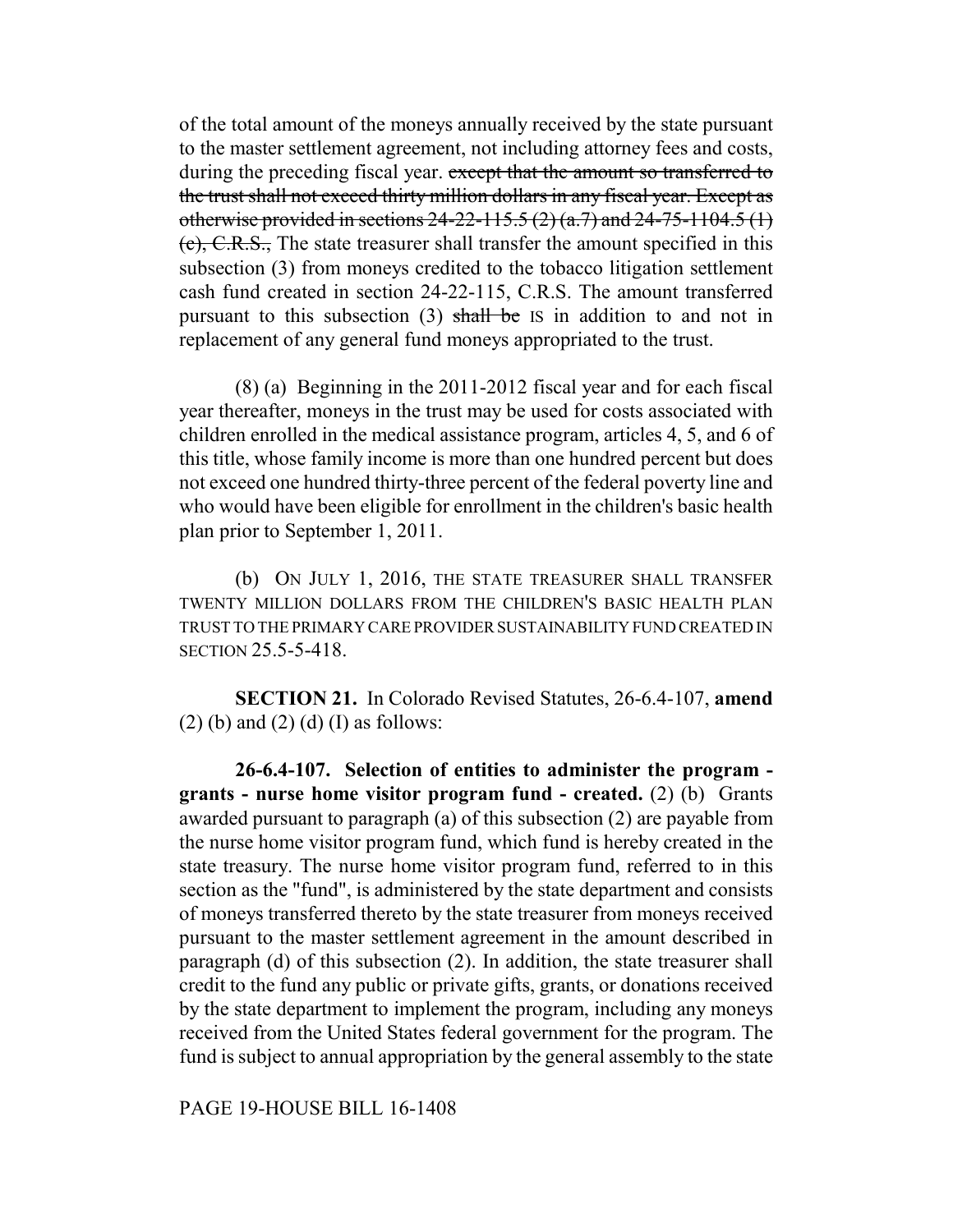of the total amount of the moneys annually received by the state pursuant to the master settlement agreement, not including attorney fees and costs, during the preceding fiscal year. ~~except that the amount so transferred to the trust shall not exceed thirty million dollars in any fiscal year. Except as otherwise provided in sections 24-22-115.5 (2) (a.7) and 24-75-1104.5 (1) (c), C.R.S.,~~ The state treasurer shall transfer the amount specified in this subsection (3) from moneys credited to the tobacco litigation settlement cash fund created in section 24-22-115, C.R.S. The amount transferred pursuant to this subsection (3) ~~shall be~~ IS in addition to and not in replacement of any general fund moneys appropriated to the trust.

(8) (a) Beginning in the 2011-2012 fiscal year and for each fiscal year thereafter, moneys in the trust may be used for costs associated with children enrolled in the medical assistance program, articles 4, 5, and 6 of this title, whose family income is more than one hundred percent but does not exceed one hundred thirty-three percent of the federal poverty line and who would have been eligible for enrollment in the children's basic health plan prior to September 1, 2011.

(b) ON JULY 1, 2016, THE STATE TREASURER SHALL TRANSFER TWENTY MILLION DOLLARS FROM THE CHILDREN'S BASIC HEALTH PLAN TRUST TO THE PRIMARY CARE PROVIDER SUSTAINABILITY FUND CREATED IN SECTION 25.5-5-418.

**SECTION 21.** In Colorado Revised Statutes, 26-6.4-107, **amend** (2) (b) and (2) (d) (I) as follows:

**26-6.4-107. Selection of entities to administer the program - grants - nurse home visitor program fund - created.** (2) (b) Grants awarded pursuant to paragraph (a) of this subsection (2) are payable from the nurse home visitor program fund, which fund is hereby created in the state treasury. The nurse home visitor program fund, referred to in this section as the "fund", is administered by the state department and consists of moneys transferred thereto by the state treasurer from moneys received pursuant to the master settlement agreement in the amount described in paragraph (d) of this subsection (2). In addition, the state treasurer shall credit to the fund any public or private gifts, grants, or donations received by the state department to implement the program, including any moneys received from the United States federal government for the program. The fund is subject to annual appropriation by the general assembly to the state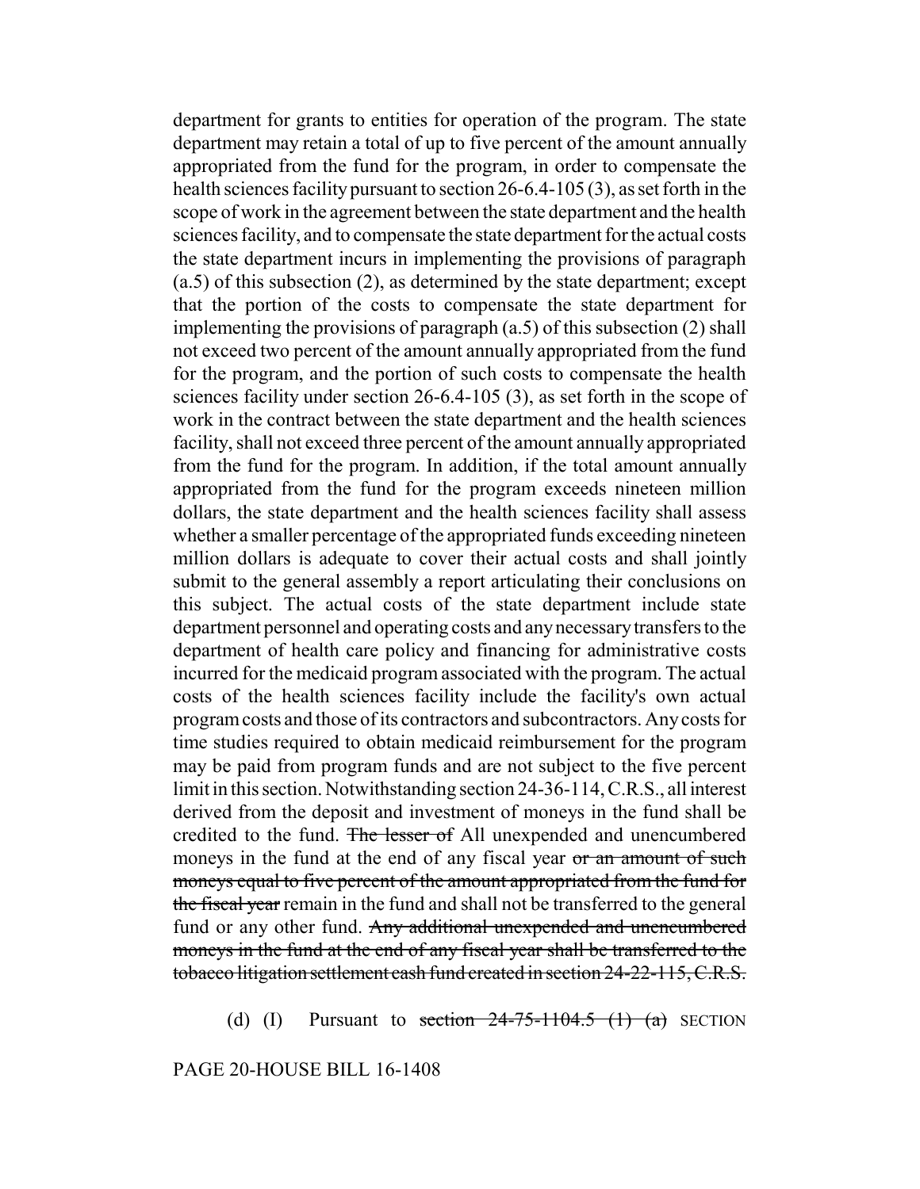department for grants to entities for operation of the program. The state department may retain a total of up to five percent of the amount annually appropriated from the fund for the program, in order to compensate the health sciences facility pursuant to section 26-6.4-105 (3), as set forth in the scope of work in the agreement between the state department and the health sciences facility, and to compensate the state department for the actual costs the state department incurs in implementing the provisions of paragraph (a.5) of this subsection (2), as determined by the state department; except that the portion of the costs to compensate the state department for implementing the provisions of paragraph (a.5) of this subsection (2) shall not exceed two percent of the amount annually appropriated from the fund for the program, and the portion of such costs to compensate the health sciences facility under section 26-6.4-105 (3), as set forth in the scope of work in the contract between the state department and the health sciences facility, shall not exceed three percent of the amount annually appropriated from the fund for the program. In addition, if the total amount annually appropriated from the fund for the program exceeds nineteen million dollars, the state department and the health sciences facility shall assess whether a smaller percentage of the appropriated funds exceeding nineteen million dollars is adequate to cover their actual costs and shall jointly submit to the general assembly a report articulating their conclusions on this subject. The actual costs of the state department include state department personnel and operating costs and any necessary transfers to the department of health care policy and financing for administrative costs incurred for the medicaid program associated with the program. The actual costs of the health sciences facility include the facility's own actual program costs and those of its contractors and subcontractors. Any costs for time studies required to obtain medicaid reimbursement for the program may be paid from program funds and are not subject to the five percent limit in this section. Notwithstanding section 24-36-114, C.R.S., all interest derived from the deposit and investment of moneys in the fund shall be credited to the fund. ~~The lesser of~~ All unexpended and unencumbered moneys in the fund at the end of any fiscal year ~~or an amount of such moneys equal to five percent of the amount appropriated from the fund for the fiscal year~~ remain in the fund and shall not be transferred to the general fund or any other fund. ~~Any additional unexpended and unencumbered moneys in the fund at the end of any fiscal year shall be transferred to the tobacco litigation settlement cash fund created in section 24-22-115, C.R.S.~~

(d) (I) Pursuant to ~~section 24-75-1104.5 (1) (a)~~ SECTION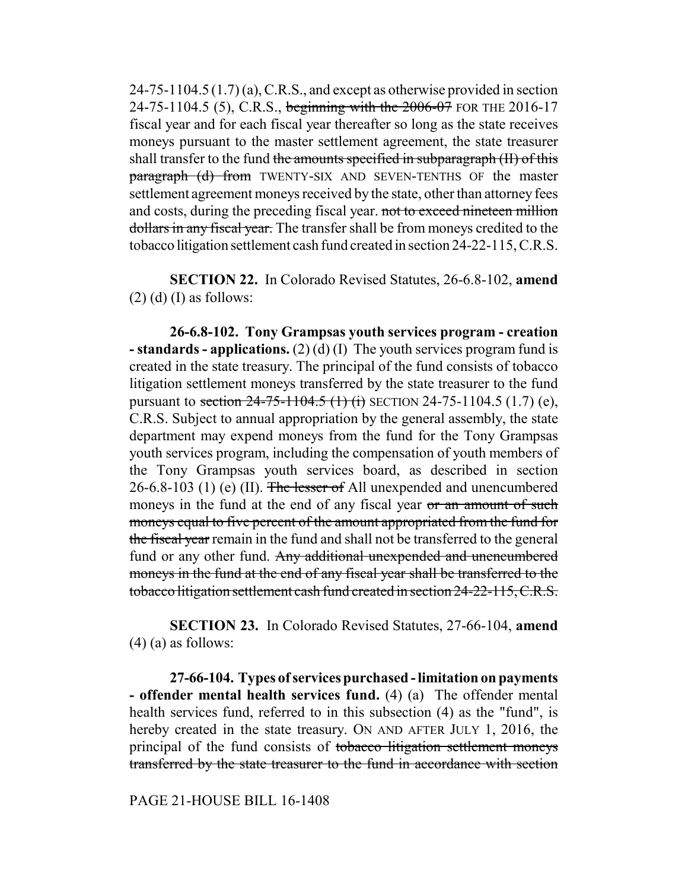24-75-1104.5 (1.7) (a), C.R.S., and except as otherwise provided in section 24-75-1104.5 (5), C.R.S., ~~beginning with the 2006-07~~ FOR THE 2016-17 fiscal year and for each fiscal year thereafter so long as the state receives moneys pursuant to the master settlement agreement, the state treasurer shall transfer to the fund ~~the amounts specified in subparagraph (II) of this paragraph (d) from~~ TWENTY-SIX AND SEVEN-TENTHS OF the master settlement agreement moneys received by the state, other than attorney fees and costs, during the preceding fiscal year. ~~not to exceed nineteen million dollars in any fiscal year.~~ The transfer shall be from moneys credited to the tobacco litigation settlement cash fund created in section 24-22-115, C.R.S.

**SECTION 22.** In Colorado Revised Statutes, 26-6.8-102, **amend** (2) (d) (I) as follows:

**26-6.8-102. Tony Grampsas youth services program - creation - standards - applications.** (2) (d) (I) The youth services program fund is created in the state treasury. The principal of the fund consists of tobacco litigation settlement moneys transferred by the state treasurer to the fund pursuant to ~~section 24-75-1104.5 (1) (i)~~ SECTION 24-75-1104.5 (1.7) (e), C.R.S. Subject to annual appropriation by the general assembly, the state department may expend moneys from the fund for the Tony Grampsas youth services program, including the compensation of youth members of the Tony Grampsas youth services board, as described in section 26-6.8-103 (1) (e) (II). ~~The lesser of~~ All unexpended and unencumbered moneys in the fund at the end of any fiscal year ~~or an amount of such moneys equal to five percent of the amount appropriated from the fund for the fiscal year~~ remain in the fund and shall not be transferred to the general fund or any other fund. ~~Any additional unexpended and unencumbered moneys in the fund at the end of any fiscal year shall be transferred to the tobacco litigation settlement cash fund created in section 24-22-115, C.R.S.~~

**SECTION 23.** In Colorado Revised Statutes, 27-66-104, **amend** (4) (a) as follows:

**27-66-104. Types of services purchased - limitation on payments - offender mental health services fund.** (4) (a) The offender mental health services fund, referred to in this subsection (4) as the "fund", is hereby created in the state treasury. ON AND AFTER JULY 1, 2016, the principal of the fund consists of ~~tobacco litigation settlement moneys transferred by the state treasurer to the fund in accordance with section~~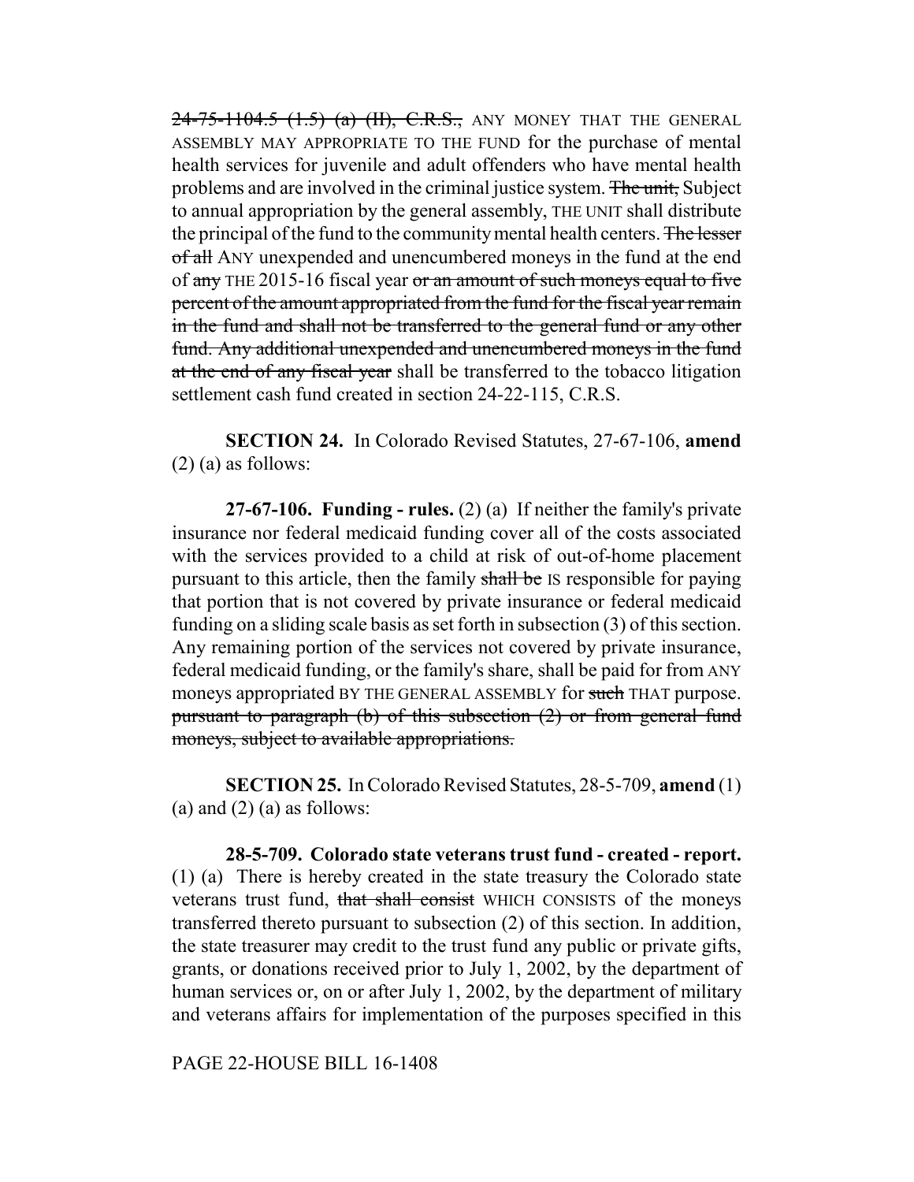~~24-75-1104.5 (1.5) (a) (II), C.R.S.,~~ ANY MONEY THAT THE GENERAL ASSEMBLY MAY APPROPRIATE TO THE FUND for the purchase of mental health services for juvenile and adult offenders who have mental health problems and are involved in the criminal justice system. ~~The unit,~~ Subject to annual appropriation by the general assembly, THE UNIT shall distribute the principal of the fund to the community mental health centers. ~~The lesser of all~~ ANY unexpended and unencumbered moneys in the fund at the end of ~~any~~ THE 2015-16 fiscal year ~~or an amount of such moneys equal to five percent of the amount appropriated from the fund for the fiscal year remain in the fund and shall not be transferred to the general fund or any other fund. Any additional unexpended and unencumbered moneys in the fund at the end of any fiscal year~~ shall be transferred to the tobacco litigation settlement cash fund created in section 24-22-115, C.R.S.

**SECTION 24.** In Colorado Revised Statutes, 27-67-106, **amend** (2) (a) as follows:

**27-67-106. Funding - rules.** (2) (a) If neither the family's private insurance nor federal medicaid funding cover all of the costs associated with the services provided to a child at risk of out-of-home placement pursuant to this article, then the family ~~shall be~~ IS responsible for paying that portion that is not covered by private insurance or federal medicaid funding on a sliding scale basis as set forth in subsection (3) of this section. Any remaining portion of the services not covered by private insurance, federal medicaid funding, or the family's share, shall be paid for from ANY moneys appropriated BY THE GENERAL ASSEMBLY for ~~such~~ THAT purpose. ~~pursuant to paragraph (b) of this subsection (2) or from general fund moneys, subject to available appropriations.~~

**SECTION 25.** In Colorado Revised Statutes, 28-5-709, **amend** (1) (a) and (2) (a) as follows:

**28-5-709. Colorado state veterans trust fund - created - report.** (1) (a) There is hereby created in the state treasury the Colorado state veterans trust fund, ~~that shall consist~~ WHICH CONSISTS of the moneys transferred thereto pursuant to subsection (2) of this section. In addition, the state treasurer may credit to the trust fund any public or private gifts, grants, or donations received prior to July 1, 2002, by the department of human services or, on or after July 1, 2002, by the department of military and veterans affairs for implementation of the purposes specified in this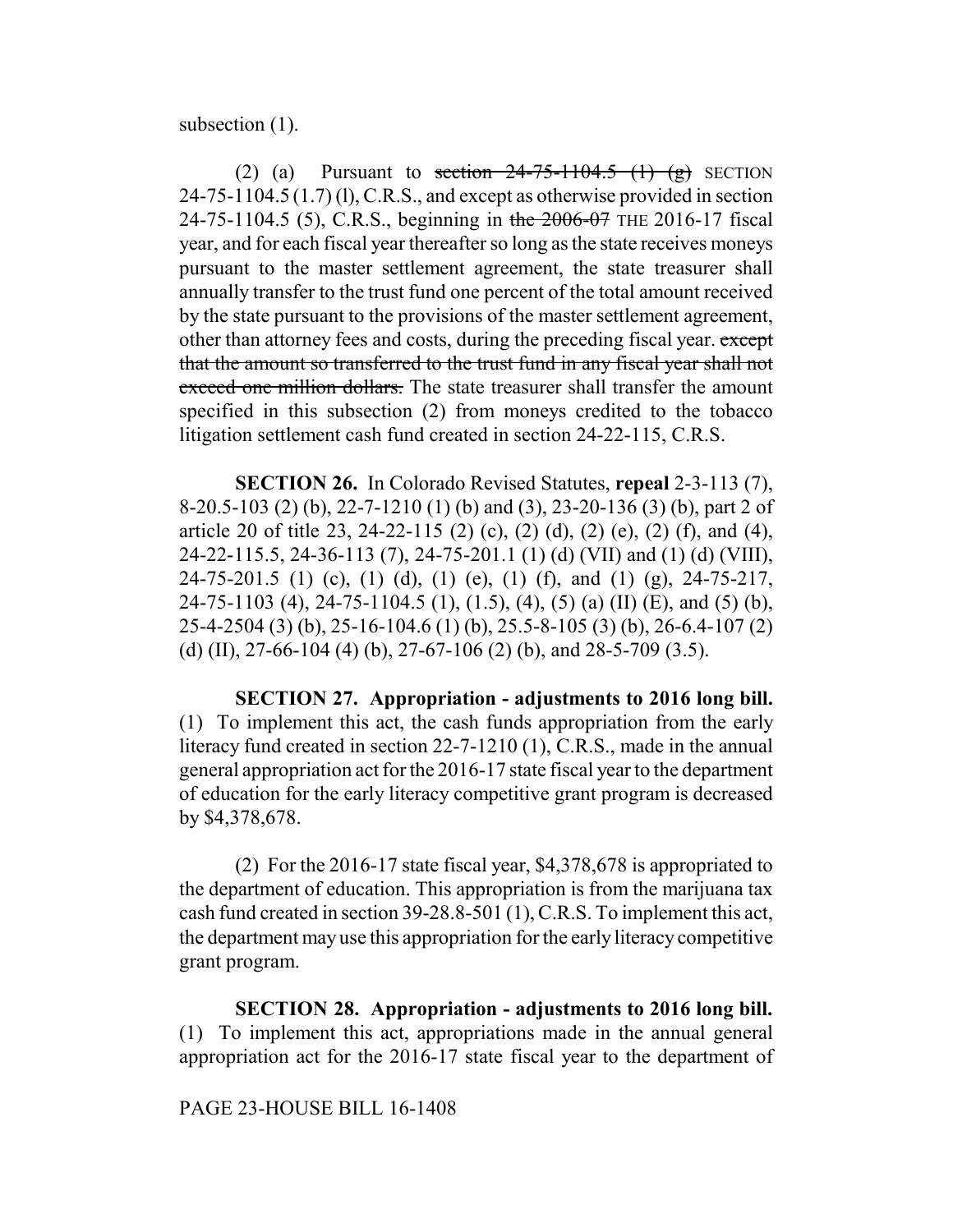subsection (1).

(2) (a) Pursuant to ~~section 24-75-1104.5 (1) (g)~~ SECTION 24-75-1104.5 (1.7) (l), C.R.S., and except as otherwise provided in section 24-75-1104.5 (5), C.R.S., beginning in ~~the 2006-07~~ THE 2016-17 fiscal year, and for each fiscal year thereafter so long as the state receives moneys pursuant to the master settlement agreement, the state treasurer shall annually transfer to the trust fund one percent of the total amount received by the state pursuant to the provisions of the master settlement agreement, other than attorney fees and costs, during the preceding fiscal year. ~~except that the amount so transferred to the trust fund in any fiscal year shall not exceed one million dollars.~~ The state treasurer shall transfer the amount specified in this subsection (2) from moneys credited to the tobacco litigation settlement cash fund created in section 24-22-115, C.R.S.

**SECTION 26.** In Colorado Revised Statutes, **repeal** 2-3-113 (7), 8-20.5-103 (2) (b), 22-7-1210 (1) (b) and (3), 23-20-136 (3) (b), part 2 of article 20 of title 23, 24-22-115 (2) (c), (2) (d), (2) (e), (2) (f), and (4), 24-22-115.5, 24-36-113 (7), 24-75-201.1 (1) (d) (VII) and (1) (d) (VIII), 24-75-201.5 (1) (c), (1) (d), (1) (e), (1) (f), and (1) (g), 24-75-217, 24-75-1103 (4), 24-75-1104.5 (1), (1.5), (4), (5) (a) (II) (E), and (5) (b), 25-4-2504 (3) (b), 25-16-104.6 (1) (b), 25.5-8-105 (3) (b), 26-6.4-107 (2) (d) (II), 27-66-104 (4) (b), 27-67-106 (2) (b), and 28-5-709 (3.5).

**SECTION 27. Appropriation - adjustments to 2016 long bill.** (1) To implement this act, the cash funds appropriation from the early literacy fund created in section 22-7-1210 (1), C.R.S., made in the annual general appropriation act for the 2016-17 state fiscal year to the department of education for the early literacy competitive grant program is decreased by $4,378,678.

(2) For the 2016-17 state fiscal year, $4,378,678 is appropriated to the department of education. This appropriation is from the marijuana tax cash fund created in section 39-28.8-501 (1), C.R.S. To implement this act, the department may use this appropriation for the early literacy competitive grant program.

**SECTION 28. Appropriation - adjustments to 2016 long bill.** (1) To implement this act, appropriations made in the annual general appropriation act for the 2016-17 state fiscal year to the department of

PAGE 23-HOUSE BILL 16-1408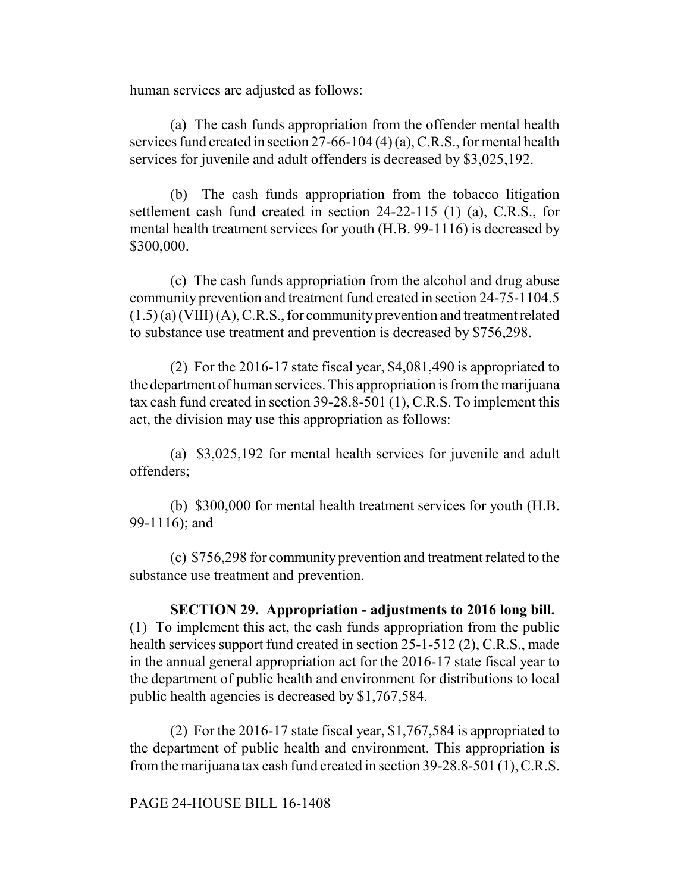human services are adjusted as follows:

(a) The cash funds appropriation from the offender mental health services fund created in section 27-66-104 (4) (a), C.R.S., for mental health services for juvenile and adult offenders is decreased by $3,025,192.

(b) The cash funds appropriation from the tobacco litigation settlement cash fund created in section 24-22-115 (1) (a), C.R.S., for mental health treatment services for youth (H.B. 99-1116) is decreased by $300,000.

(c) The cash funds appropriation from the alcohol and drug abuse community prevention and treatment fund created in section 24-75-1104.5 (1.5) (a) (VIII) (A), C.R.S., for community prevention and treatment related to substance use treatment and prevention is decreased by $756,298.

(2) For the 2016-17 state fiscal year, $4,081,490 is appropriated to the department of human services. This appropriation is from the marijuana tax cash fund created in section 39-28.8-501 (1), C.R.S. To implement this act, the division may use this appropriation as follows:

(a) $3,025,192 for mental health services for juvenile and adult offenders;

(b) $300,000 for mental health treatment services for youth (H.B. 99-1116); and

(c) $756,298 for community prevention and treatment related to the substance use treatment and prevention.

**SECTION 29. Appropriation - adjustments to 2016 long bill.** (1) To implement this act, the cash funds appropriation from the public health services support fund created in section 25-1-512 (2), C.R.S., made in the annual general appropriation act for the 2016-17 state fiscal year to the department of public health and environment for distributions to local public health agencies is decreased by $1,767,584.

(2) For the 2016-17 state fiscal year, $1,767,584 is appropriated to the department of public health and environment. This appropriation is from the marijuana tax cash fund created in section 39-28.8-501 (1), C.R.S.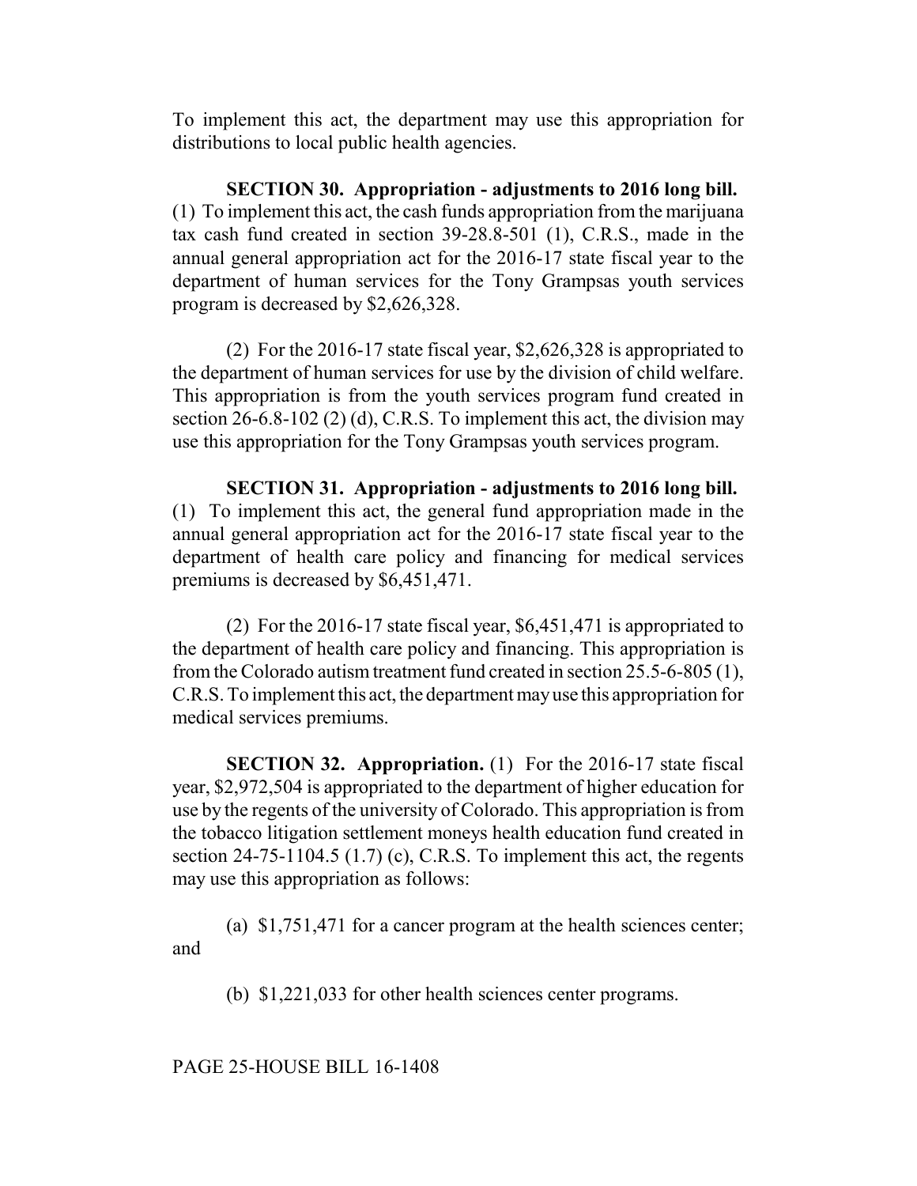To implement this act, the department may use this appropriation for distributions to local public health agencies.

**SECTION 30. Appropriation - adjustments to 2016 long bill.** (1) To implement this act, the cash funds appropriation from the marijuana tax cash fund created in section 39-28.8-501 (1), C.R.S., made in the annual general appropriation act for the 2016-17 state fiscal year to the department of human services for the Tony Grampsas youth services program is decreased by $2,626,328.

(2) For the 2016-17 state fiscal year, $2,626,328 is appropriated to the department of human services for use by the division of child welfare. This appropriation is from the youth services program fund created in section 26-6.8-102 (2) (d), C.R.S. To implement this act, the division may use this appropriation for the Tony Grampsas youth services program.

**SECTION 31. Appropriation - adjustments to 2016 long bill.** (1) To implement this act, the general fund appropriation made in the annual general appropriation act for the 2016-17 state fiscal year to the department of health care policy and financing for medical services premiums is decreased by $6,451,471.

(2) For the 2016-17 state fiscal year, $6,451,471 is appropriated to the department of health care policy and financing. This appropriation is from the Colorado autism treatment fund created in section 25.5-6-805 (1), C.R.S. To implement this act, the department may use this appropriation for medical services premiums.

**SECTION 32. Appropriation.** (1) For the 2016-17 state fiscal year, $2,972,504 is appropriated to the department of higher education for use by the regents of the university of Colorado. This appropriation is from the tobacco litigation settlement moneys health education fund created in section 24-75-1104.5 (1.7) (c), C.R.S. To implement this act, the regents may use this appropriation as follows:

(a) $1,751,471 for a cancer program at the health sciences center; and

(b) $1,221,033 for other health sciences center programs.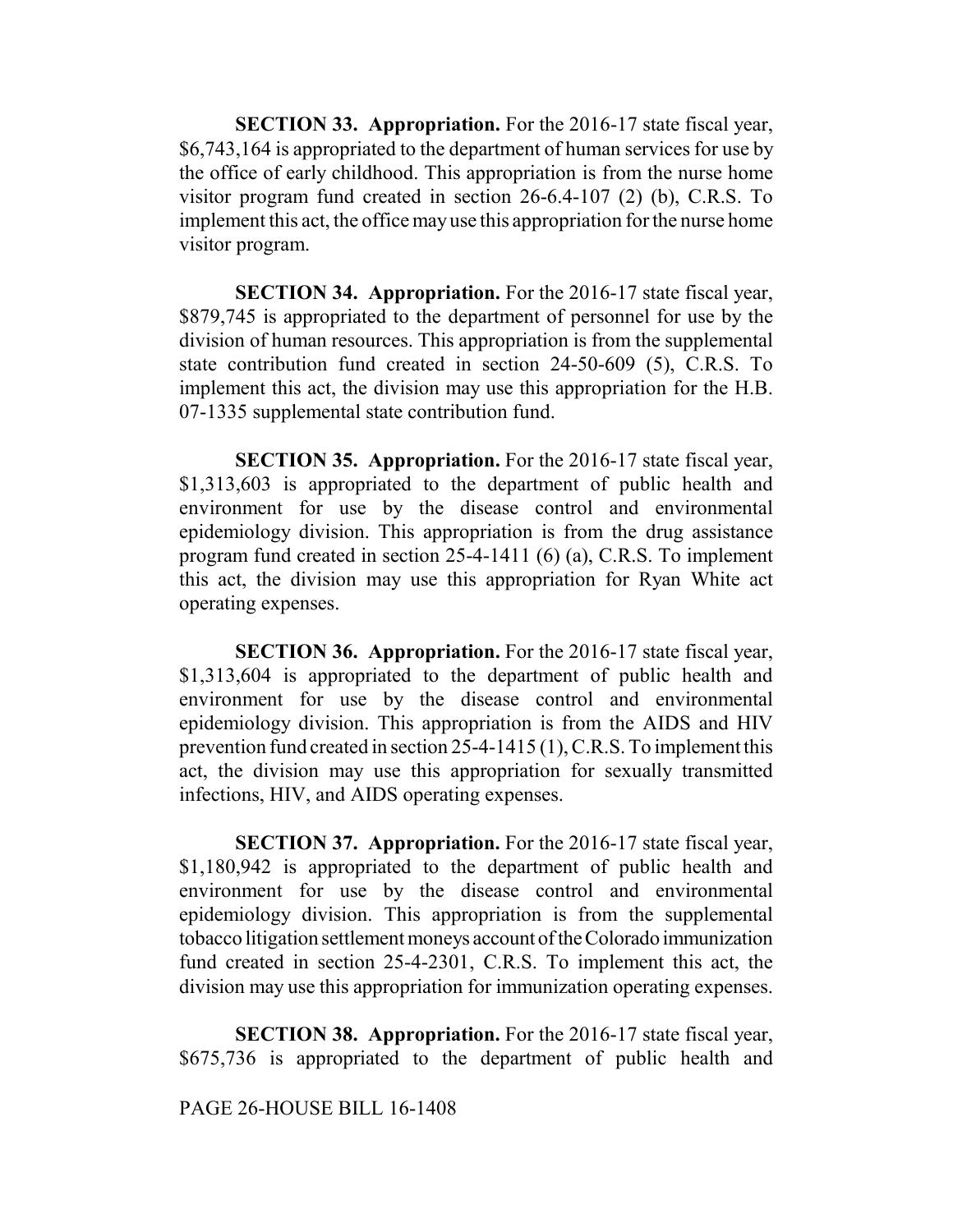**SECTION 33. Appropriation.** For the 2016-17 state fiscal year, $6,743,164 is appropriated to the department of human services for use by the office of early childhood. This appropriation is from the nurse home visitor program fund created in section 26-6.4-107 (2) (b), C.R.S. To implement this act, the office may use this appropriation for the nurse home visitor program.

**SECTION 34. Appropriation.** For the 2016-17 state fiscal year, $879,745 is appropriated to the department of personnel for use by the division of human resources. This appropriation is from the supplemental state contribution fund created in section 24-50-609 (5), C.R.S. To implement this act, the division may use this appropriation for the H.B. 07-1335 supplemental state contribution fund.

**SECTION 35. Appropriation.** For the 2016-17 state fiscal year, $1,313,603 is appropriated to the department of public health and environment for use by the disease control and environmental epidemiology division. This appropriation is from the drug assistance program fund created in section 25-4-1411 (6) (a), C.R.S. To implement this act, the division may use this appropriation for Ryan White act operating expenses.

**SECTION 36. Appropriation.** For the 2016-17 state fiscal year, $1,313,604 is appropriated to the department of public health and environment for use by the disease control and environmental epidemiology division. This appropriation is from the AIDS and HIV prevention fund created in section 25-4-1415 (1), C.R.S. To implement this act, the division may use this appropriation for sexually transmitted infections, HIV, and AIDS operating expenses.

**SECTION 37. Appropriation.** For the 2016-17 state fiscal year, $1,180,942 is appropriated to the department of public health and environment for use by the disease control and environmental epidemiology division. This appropriation is from the supplemental tobacco litigation settlement moneys account of the Colorado immunization fund created in section 25-4-2301, C.R.S. To implement this act, the division may use this appropriation for immunization operating expenses.

**SECTION 38. Appropriation.** For the 2016-17 state fiscal year, $675,736 is appropriated to the department of public health and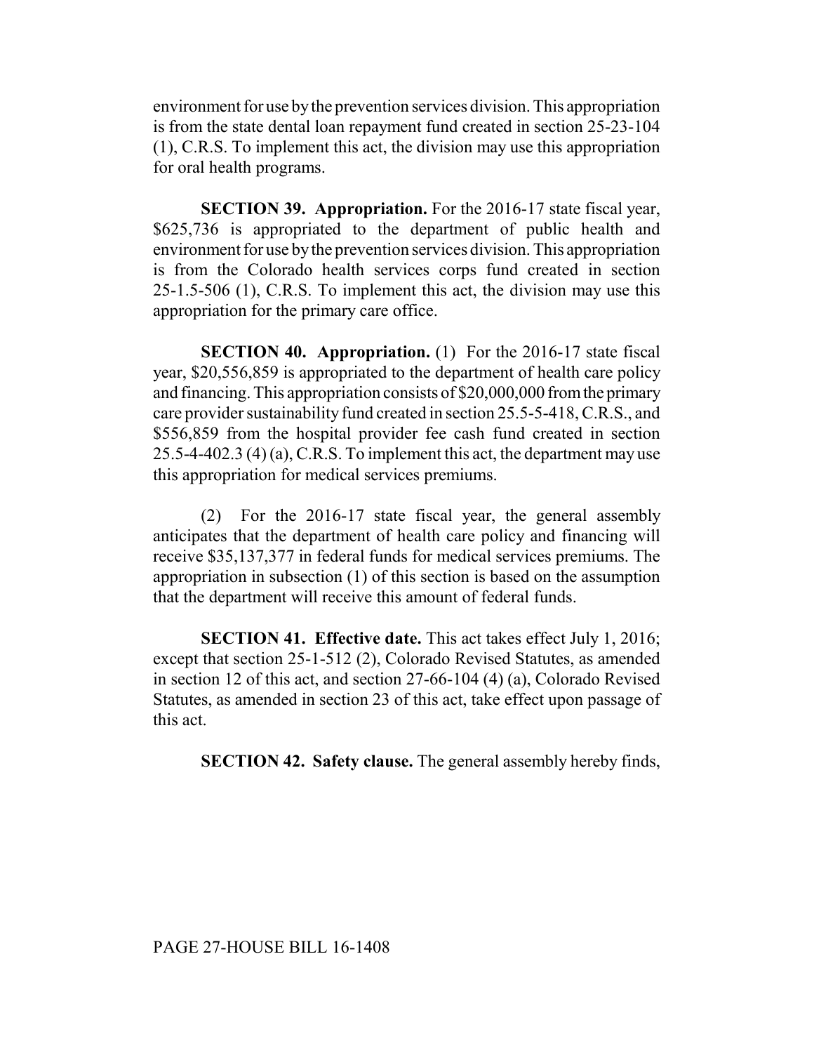environment for use by the prevention services division. This appropriation is from the state dental loan repayment fund created in section 25-23-104 (1), C.R.S. To implement this act, the division may use this appropriation for oral health programs.

**SECTION 39. Appropriation.** For the 2016-17 state fiscal year, $625,736 is appropriated to the department of public health and environment for use by the prevention services division. This appropriation is from the Colorado health services corps fund created in section 25-1.5-506 (1), C.R.S. To implement this act, the division may use this appropriation for the primary care office.

**SECTION 40. Appropriation.** (1) For the 2016-17 state fiscal year, $20,556,859 is appropriated to the department of health care policy and financing. This appropriation consists of $20,000,000 from the primary care provider sustainability fund created in section 25.5-5-418, C.R.S., and $556,859 from the hospital provider fee cash fund created in section 25.5-4-402.3 (4) (a), C.R.S. To implement this act, the department may use this appropriation for medical services premiums.

(2) For the 2016-17 state fiscal year, the general assembly anticipates that the department of health care policy and financing will receive $35,137,377 in federal funds for medical services premiums. The appropriation in subsection (1) of this section is based on the assumption that the department will receive this amount of federal funds.

**SECTION 41. Effective date.** This act takes effect July 1, 2016; except that section 25-1-512 (2), Colorado Revised Statutes, as amended in section 12 of this act, and section 27-66-104 (4) (a), Colorado Revised Statutes, as amended in section 23 of this act, take effect upon passage of this act.

**SECTION 42. Safety clause.** The general assembly hereby finds,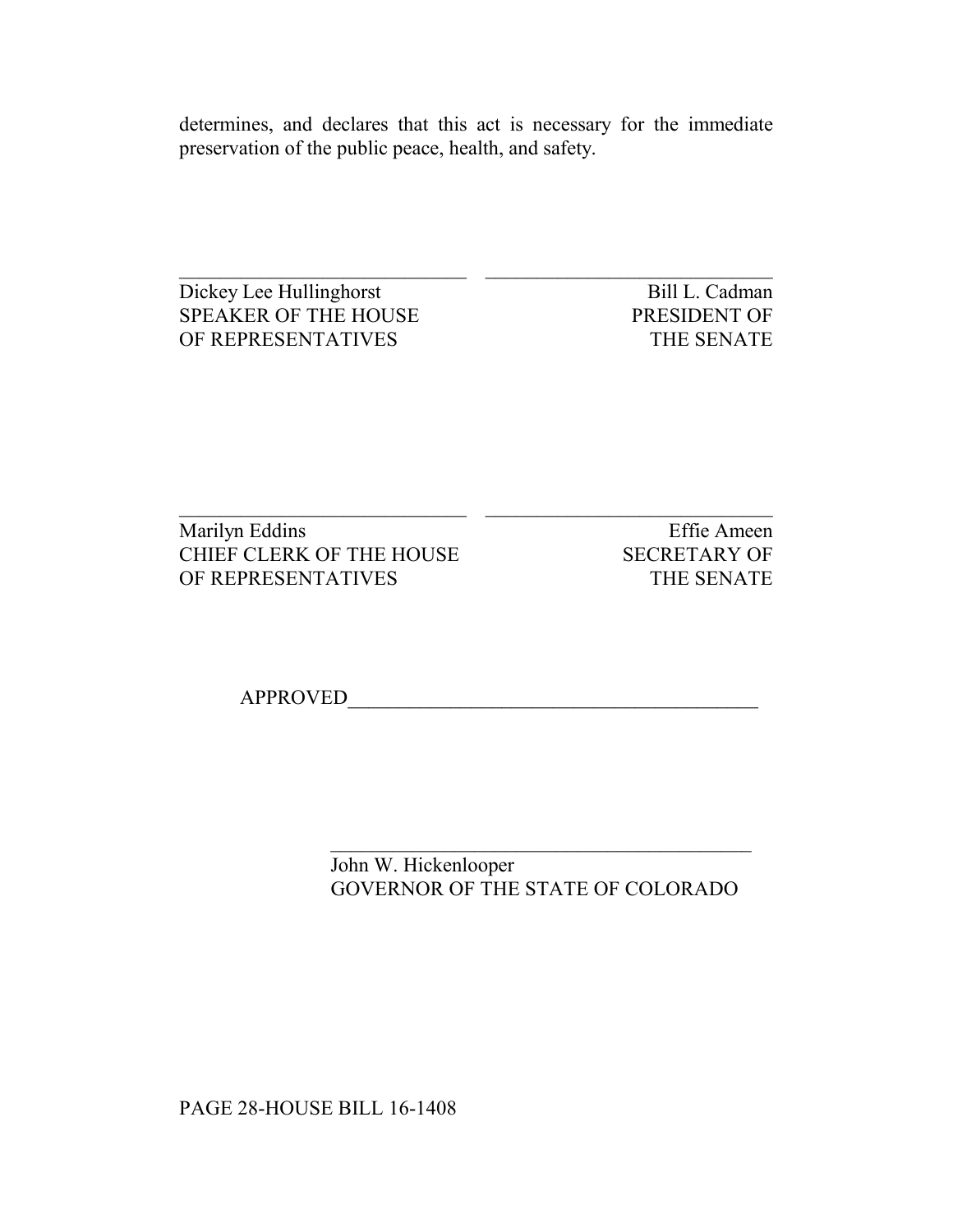determines, and declares that this act is necessary for the immediate preservation of the public peace, health, and safety.

| | |
|---|---|
| \_\_\_\_\_\_\_\_\_\_\_\_\_\_\_\_\_\_\_\_\_\_\_\_\_\_\_\_ | \_\_\_\_\_\_\_\_\_\_\_\_\_\_\_\_\_\_\_\_\_\_\_\_\_\_\_\_ |
| Dickey Lee Hullinghorst | Bill L. Cadman |
| SPEAKER OF THE HOUSE OF REPRESENTATIVES | PRESIDENT OF THE SENATE |

| | |
|---|---|
| \_\_\_\_\_\_\_\_\_\_\_\_\_\_\_\_\_\_\_\_\_\_\_\_\_\_\_\_ | \_\_\_\_\_\_\_\_\_\_\_\_\_\_\_\_\_\_\_\_\_\_\_\_\_\_\_\_ |
| Marilyn Eddins | Effie Ameen |
| CHIEF CLERK OF THE HOUSE OF REPRESENTATIVES | SECRETARY OF THE SENATE |

APPROVED________________________________________

_________________________________________

John W. Hickenlooper
GOVERNOR OF THE STATE OF COLORADO